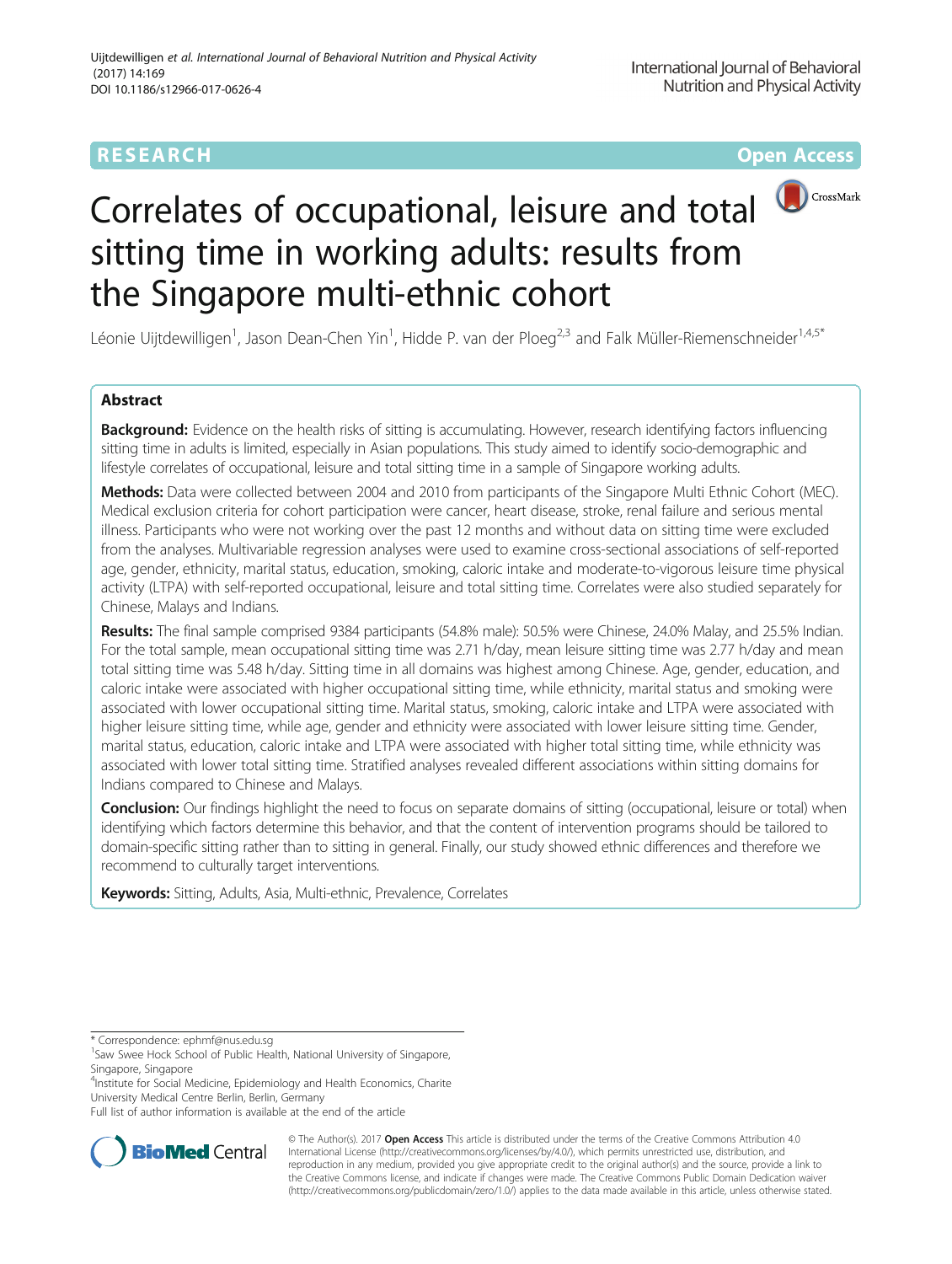RESEARCH

Open Access

# Correlates of occupational, leisure and total sitting time in working adults: results from the Singapore multi-ethnic cohort

Léonie Uijtdewilligen[1], Jason Dean-Chen Yin[1], Hidde P. van der Ploeg[2,3] and Falk Müller-Riemenschneider[1,4,5*]

## Abstract

**Background:** Evidence on the health risks of sitting is accumulating. However, research identifying factors influencing sitting time in adults is limited, especially in Asian populations. This study aimed to identify socio-demographic and lifestyle correlates of occupational, leisure and total sitting time in a sample of Singapore working adults.

**Methods:** Data were collected between 2004 and 2010 from participants of the Singapore Multi Ethnic Cohort (MEC). Medical exclusion criteria for cohort participation were cancer, heart disease, stroke, renal failure and serious mental illness. Participants who were not working over the past 12 months and without data on sitting time were excluded from the analyses. Multivariable regression analyses were used to examine cross-sectional associations of self-reported age, gender, ethnicity, marital status, education, smoking, caloric intake and moderate-to-vigorous leisure time physical activity (LTPA) with self-reported occupational, leisure and total sitting time. Correlates were also studied separately for Chinese, Malays and Indians.

**Results:** The final sample comprised 9384 participants (54.8% male): 50.5% were Chinese, 24.0% Malay, and 25.5% Indian. For the total sample, mean occupational sitting time was 2.71 h/day, mean leisure sitting time was 2.77 h/day and mean total sitting time was 5.48 h/day. Sitting time in all domains was highest among Chinese. Age, gender, education, and caloric intake were associated with higher occupational sitting time, while ethnicity, marital status and smoking were associated with lower occupational sitting time. Marital status, smoking, caloric intake and LTPA were associated with higher leisure sitting time, while age, gender and ethnicity were associated with lower leisure sitting time. Gender, marital status, education, caloric intake and LTPA were associated with higher total sitting time, while ethnicity was associated with lower total sitting time. Stratified analyses revealed different associations within sitting domains for Indians compared to Chinese and Malays.

**Conclusion:** Our findings highlight the need to focus on separate domains of sitting (occupational, leisure or total) when identifying which factors determine this behavior, and that the content of intervention programs should be tailored to domain-specific sitting rather than to sitting in general. Finally, our study showed ethnic differences and therefore we recommend to culturally target interventions.

**Keywords:** Sitting, Adults, Asia, Multi-ethnic, Prevalence, Correlates

---

* Correspondence: ephmf@nus.edu.sg

[1]Saw Swee Hock School of Public Health, National University of Singapore, Singapore, Singapore

[4]Institute for Social Medicine, Epidemiology and Health Economics, Charite University Medical Centre Berlin, Berlin, Germany

Full list of author information is available at the end of the article

© The Author(s). 2017 **Open Access** This article is distributed under the terms of the Creative Commons Attribution 4.0 International License (http://creativecommons.org/licenses/by/4.0/), which permits unrestricted use, distribution, and reproduction in any medium, provided you give appropriate credit to the original author(s) and the source, provide a link to the Creative Commons license, and indicate if changes were made. The Creative Commons Public Domain Dedication waiver (http://creativecommons.org/publicdomain/zero/1.0/) applies to the data made available in this article, unless otherwise stated.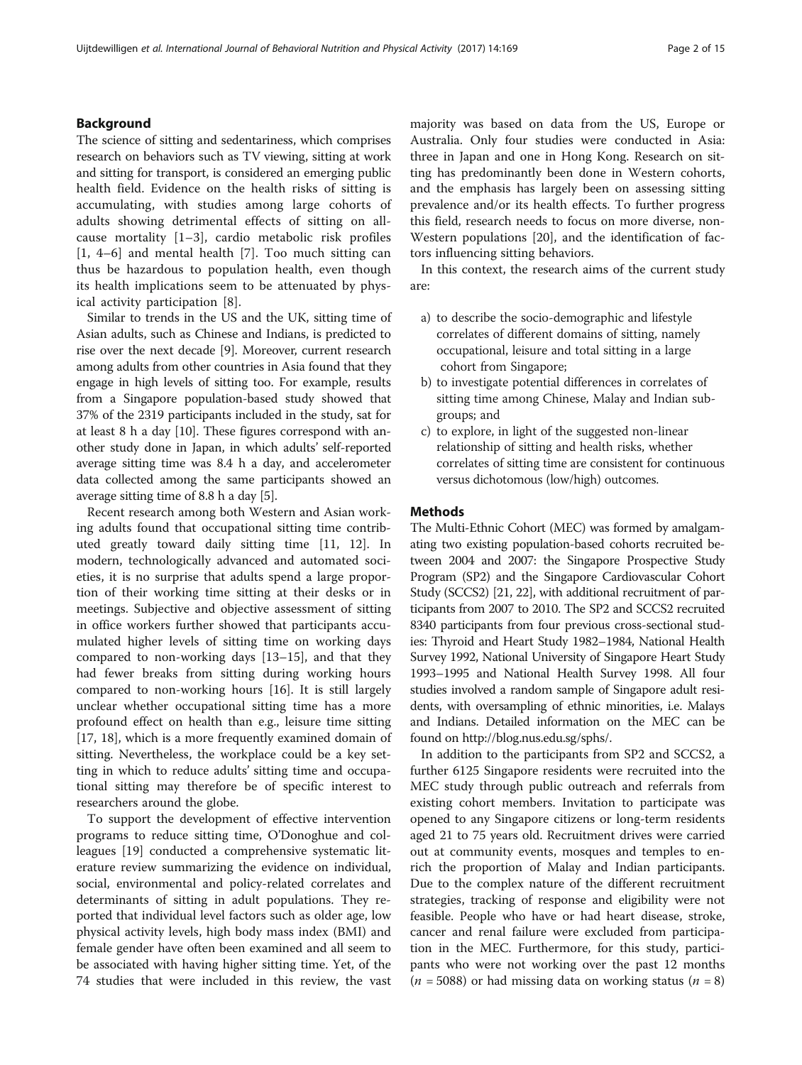## Background

The science of sitting and sedentariness, which comprises research on behaviors such as TV viewing, sitting at work and sitting for transport, is considered an emerging public health field. Evidence on the health risks of sitting is accumulating, with studies among large cohorts of adults showing detrimental effects of sitting on all-cause mortality [1–3], cardio metabolic risk profiles [1, 4–6] and mental health [7]. Too much sitting can thus be hazardous to population health, even though its health implications seem to be attenuated by physical activity participation [8].

Similar to trends in the US and the UK, sitting time of Asian adults, such as Chinese and Indians, is predicted to rise over the next decade [9]. Moreover, current research among adults from other countries in Asia found that they engage in high levels of sitting too. For example, results from a Singapore population-based study showed that 37% of the 2319 participants included in the study, sat for at least 8 h a day [10]. These figures correspond with another study done in Japan, in which adults' self-reported average sitting time was 8.4 h a day, and accelerometer data collected among the same participants showed an average sitting time of 8.8 h a day [5].

Recent research among both Western and Asian working adults found that occupational sitting time contributed greatly toward daily sitting time [11, 12]. In modern, technologically advanced and automated societies, it is no surprise that adults spend a large proportion of their working time sitting at their desks or in meetings. Subjective and objective assessment of sitting in office workers further showed that participants accumulated higher levels of sitting time on working days compared to non-working days [13–15], and that they had fewer breaks from sitting during working hours compared to non-working hours [16]. It is still largely unclear whether occupational sitting time has a more profound effect on health than e.g., leisure time sitting [17, 18], which is a more frequently examined domain of sitting. Nevertheless, the workplace could be a key setting in which to reduce adults' sitting time and occupational sitting may therefore be of specific interest to researchers around the globe.

To support the development of effective intervention programs to reduce sitting time, O'Donoghue and colleagues [19] conducted a comprehensive systematic literature review summarizing the evidence on individual, social, environmental and policy-related correlates and determinants of sitting in adult populations. They reported that individual level factors such as older age, low physical activity levels, high body mass index (BMI) and female gender have often been examined and all seem to be associated with having higher sitting time. Yet, of the 74 studies that were included in this review, the vast majority was based on data from the US, Europe or Australia. Only four studies were conducted in Asia: three in Japan and one in Hong Kong. Research on sitting has predominantly been done in Western cohorts, and the emphasis has largely been on assessing sitting prevalence and/or its health effects. To further progress this field, research needs to focus on more diverse, non-Western populations [20], and the identification of factors influencing sitting behaviors.

In this context, the research aims of the current study are:

a) to describe the socio-demographic and lifestyle correlates of different domains of sitting, namely occupational, leisure and total sitting in a large cohort from Singapore;
b) to investigate potential differences in correlates of sitting time among Chinese, Malay and Indian subgroups; and
c) to explore, in light of the suggested non-linear relationship of sitting and health risks, whether correlates of sitting time are consistent for continuous versus dichotomous (low/high) outcomes.

## Methods

The Multi-Ethnic Cohort (MEC) was formed by amalgamating two existing population-based cohorts recruited between 2004 and 2007: the Singapore Prospective Study Program (SP2) and the Singapore Cardiovascular Cohort Study (SCCS2) [21, 22], with additional recruitment of participants from 2007 to 2010. The SP2 and SCCS2 recruited 8340 participants from four previous cross-sectional studies: Thyroid and Heart Study 1982–1984, National Health Survey 1992, National University of Singapore Heart Study 1993–1995 and National Health Survey 1998. All four studies involved a random sample of Singapore adult residents, with oversampling of ethnic minorities, i.e. Malays and Indians. Detailed information on the MEC can be found on http://blog.nus.edu.sg/sphs/.

In addition to the participants from SP2 and SCCS2, a further 6125 Singapore residents were recruited into the MEC study through public outreach and referrals from existing cohort members. Invitation to participate was opened to any Singapore citizens or long-term residents aged 21 to 75 years old. Recruitment drives were carried out at community events, mosques and temples to enrich the proportion of Malay and Indian participants. Due to the complex nature of the different recruitment strategies, tracking of response and eligibility were not feasible. People who have or had heart disease, stroke, cancer and renal failure were excluded from participation in the MEC. Furthermore, for this study, participants who were not working over the past 12 months ($n = 5088$) or had missing data on working status ($n = 8$)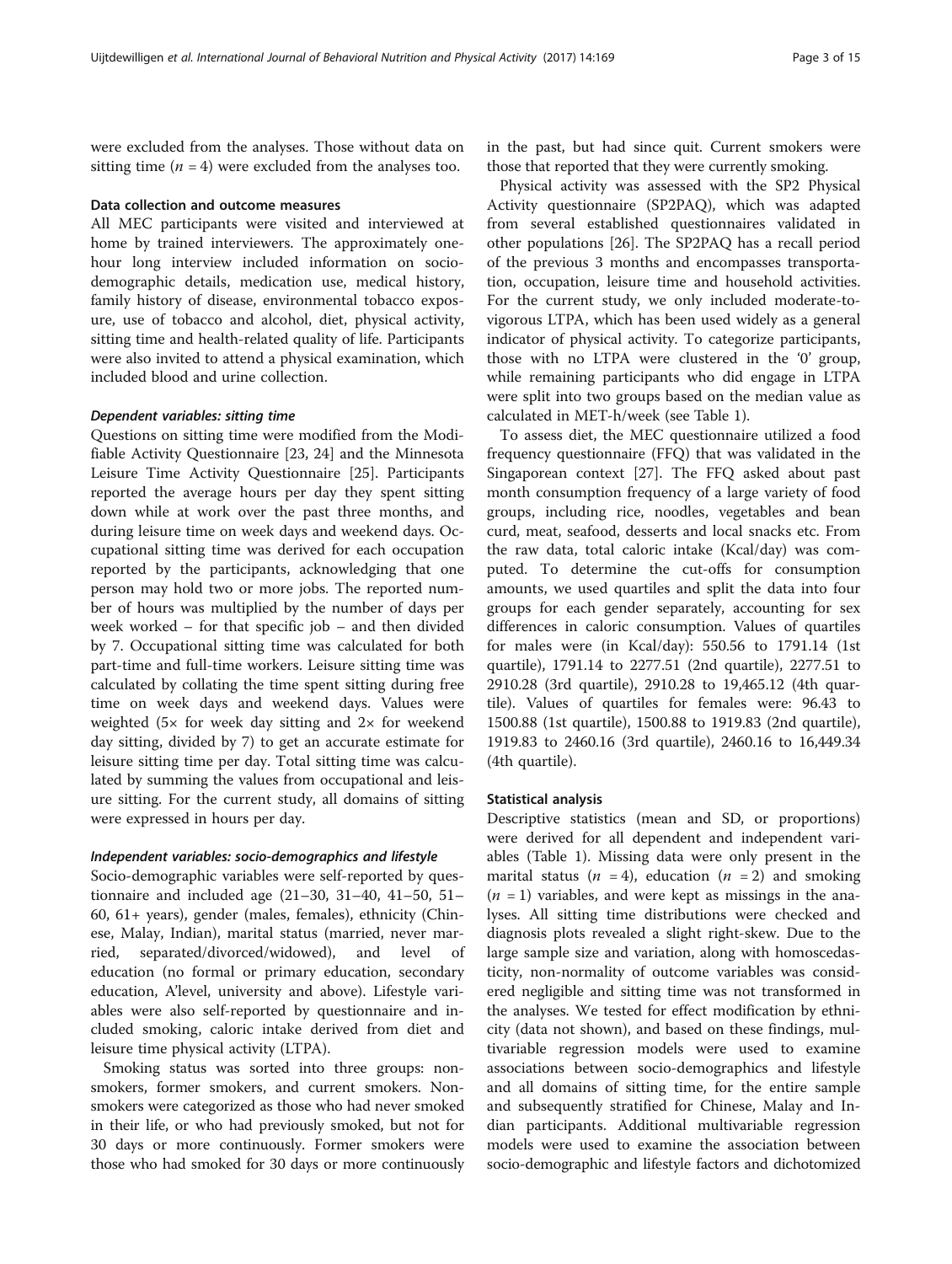were excluded from the analyses. Those without data on sitting time ($n = 4$) were excluded from the analyses too.

### Data collection and outcome measures

All MEC participants were visited and interviewed at home by trained interviewers. The approximately one-hour long interview included information on socio-demographic details, medication use, medical history, family history of disease, environmental tobacco exposure, use of tobacco and alcohol, diet, physical activity, sitting time and health-related quality of life. Participants were also invited to attend a physical examination, which included blood and urine collection.

#### *Dependent variables: sitting time*

Questions on sitting time were modified from the Modifiable Activity Questionnaire [23, 24] and the Minnesota Leisure Time Activity Questionnaire [25]. Participants reported the average hours per day they spent sitting down while at work over the past three months, and during leisure time on week days and weekend days. Occupational sitting time was derived for each occupation reported by the participants, acknowledging that one person may hold two or more jobs. The reported number of hours was multiplied by the number of days per week worked – for that specific job – and then divided by 7. Occupational sitting time was calculated for both part-time and full-time workers. Leisure sitting time was calculated by collating the time spent sitting during free time on week days and weekend days. Values were weighted (5× for week day sitting and 2× for weekend day sitting, divided by 7) to get an accurate estimate for leisure sitting time per day. Total sitting time was calculated by summing the values from occupational and leisure sitting. For the current study, all domains of sitting were expressed in hours per day.

#### *Independent variables: socio-demographics and lifestyle*

Socio-demographic variables were self-reported by questionnaire and included age (21–30, 31–40, 41–50, 51–60, 61+ years), gender (males, females), ethnicity (Chinese, Malay, Indian), marital status (married, never married, separated/divorced/widowed), and level of education (no formal or primary education, secondary education, A'level, university and above). Lifestyle variables were also self-reported by questionnaire and included smoking, caloric intake derived from diet and leisure time physical activity (LTPA).

Smoking status was sorted into three groups: non-smokers, former smokers, and current smokers. Non-smokers were categorized as those who had never smoked in their life, or who had previously smoked, but not for 30 days or more continuously. Former smokers were those who had smoked for 30 days or more continuously in the past, but had since quit. Current smokers were those that reported that they were currently smoking.

Physical activity was assessed with the SP2 Physical Activity questionnaire (SP2PAQ), which was adapted from several established questionnaires validated in other populations [26]. The SP2PAQ has a recall period of the previous 3 months and encompasses transportation, occupation, leisure time and household activities. For the current study, we only included moderate-to-vigorous LTPA, which has been used widely as a general indicator of physical activity. To categorize participants, those with no LTPA were clustered in the '0' group, while remaining participants who did engage in LTPA were split into two groups based on the median value as calculated in MET-h/week (see Table 1).

To assess diet, the MEC questionnaire utilized a food frequency questionnaire (FFQ) that was validated in the Singaporean context [27]. The FFQ asked about past month consumption frequency of a large variety of food groups, including rice, noodles, vegetables and bean curd, meat, seafood, desserts and local snacks etc. From the raw data, total caloric intake (Kcal/day) was computed. To determine the cut-offs for consumption amounts, we used quartiles and split the data into four groups for each gender separately, accounting for sex differences in caloric consumption. Values of quartiles for males were (in Kcal/day): 550.56 to 1791.14 (1st quartile), 1791.14 to 2277.51 (2nd quartile), 2277.51 to 2910.28 (3rd quartile), 2910.28 to 19,465.12 (4th quartile). Values of quartiles for females were: 96.43 to 1500.88 (1st quartile), 1500.88 to 1919.83 (2nd quartile), 1919.83 to 2460.16 (3rd quartile), 2460.16 to 16,449.34 (4th quartile).

### Statistical analysis

Descriptive statistics (mean and SD, or proportions) were derived for all dependent and independent variables (Table 1). Missing data were only present in the marital status ($n = 4$), education ($n = 2$) and smoking ($n = 1$) variables, and were kept as missings in the analyses. All sitting time distributions were checked and diagnosis plots revealed a slight right-skew. Due to the large sample size and variation, along with homoscedasticity, non-normality of outcome variables was considered negligible and sitting time was not transformed in the analyses. We tested for effect modification by ethnicity (data not shown), and based on these findings, multivariable regression models were used to examine associations between socio-demographics and lifestyle and all domains of sitting time, for the entire sample and subsequently stratified for Chinese, Malay and Indian participants. Additional multivariable regression models were used to examine the association between socio-demographic and lifestyle factors and dichotomized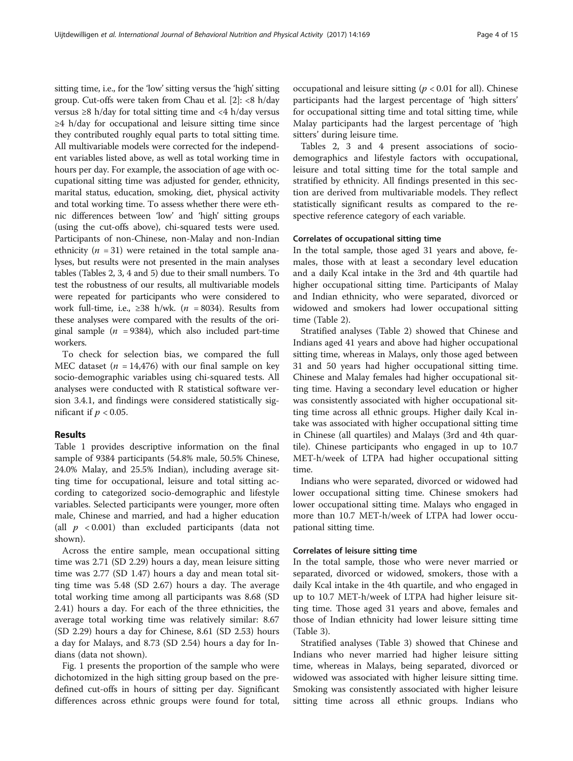sitting time, i.e., for the 'low' sitting versus the 'high' sitting group. Cut-offs were taken from Chau et al. [2]: <8 h/day versus ≥8 h/day for total sitting time and <4 h/day versus ≥4 h/day for occupational and leisure sitting time since they contributed roughly equal parts to total sitting time. All multivariable models were corrected for the independent variables listed above, as well as total working time in hours per day. For example, the association of age with occupational sitting time was adjusted for gender, ethnicity, marital status, education, smoking, diet, physical activity and total working time. To assess whether there were ethnic differences between 'low' and 'high' sitting groups (using the cut-offs above), chi-squared tests were used. Participants of non-Chinese, non-Malay and non-Indian ethnicity ($n = 31$) were retained in the total sample analyses, but results were not presented in the main analyses tables (Tables 2, 3, 4 and 5) due to their small numbers. To test the robustness of our results, all multivariable models were repeated for participants who were considered to work full-time, i.e., ≥38 h/wk. ($n = 8034$). Results from these analyses were compared with the results of the original sample ($n = 9384$), which also included part-time workers.

To check for selection bias, we compared the full MEC dataset ($n = 14,476$) with our final sample on key socio-demographic variables using chi-squared tests. All analyses were conducted with R statistical software version 3.4.1, and findings were considered statistically significant if $p < 0.05$.

## Results

Table 1 provides descriptive information on the final sample of 9384 participants (54.8% male, 50.5% Chinese, 24.0% Malay, and 25.5% Indian), including average sitting time for occupational, leisure and total sitting according to categorized socio-demographic and lifestyle variables. Selected participants were younger, more often male, Chinese and married, and had a higher education (all $p < 0.001$) than excluded participants (data not shown).

Across the entire sample, mean occupational sitting time was 2.71 (SD 2.29) hours a day, mean leisure sitting time was 2.77 (SD 1.47) hours a day and mean total sitting time was 5.48 (SD 2.67) hours a day. The average total working time among all participants was 8.68 (SD 2.41) hours a day. For each of the three ethnicities, the average total working time was relatively similar: 8.67 (SD 2.29) hours a day for Chinese, 8.61 (SD 2.53) hours a day for Malays, and 8.73 (SD 2.54) hours a day for Indians (data not shown).

Fig. 1 presents the proportion of the sample who were dichotomized in the high sitting group based on the predefined cut-offs in hours of sitting per day. Significant differences across ethnic groups were found for total, occupational and leisure sitting ($p < 0.01$ for all). Chinese participants had the largest percentage of 'high sitters' for occupational sitting time and total sitting time, while Malay participants had the largest percentage of 'high sitters' during leisure time.

Tables 2, 3 and 4 present associations of socio-demographics and lifestyle factors with occupational, leisure and total sitting time for the total sample and stratified by ethnicity. All findings presented in this section are derived from multivariable models. They reflect statistically significant results as compared to the respective reference category of each variable.

### Correlates of occupational sitting time

In the total sample, those aged 31 years and above, females, those with at least a secondary level education and a daily Kcal intake in the 3rd and 4th quartile had higher occupational sitting time. Participants of Malay and Indian ethnicity, who were separated, divorced or widowed and smokers had lower occupational sitting time (Table 2).

Stratified analyses (Table 2) showed that Chinese and Indians aged 41 years and above had higher occupational sitting time, whereas in Malays, only those aged between 31 and 50 years had higher occupational sitting time. Chinese and Malay females had higher occupational sitting time. Having a secondary level education or higher was consistently associated with higher occupational sitting time across all ethnic groups. Higher daily Kcal intake was associated with higher occupational sitting time in Chinese (all quartiles) and Malays (3rd and 4th quartile). Chinese participants who engaged in up to 10.7 MET-h/week of LTPA had higher occupational sitting time.

Indians who were separated, divorced or widowed had lower occupational sitting time. Chinese smokers had lower occupational sitting time. Malays who engaged in more than 10.7 MET-h/week of LTPA had lower occupational sitting time.

### Correlates of leisure sitting time

In the total sample, those who were never married or separated, divorced or widowed, smokers, those with a daily Kcal intake in the 4th quartile, and who engaged in up to 10.7 MET-h/week of LTPA had higher leisure sitting time. Those aged 31 years and above, females and those of Indian ethnicity had lower leisure sitting time (Table 3).

Stratified analyses (Table 3) showed that Chinese and Indians who never married had higher leisure sitting time, whereas in Malays, being separated, divorced or widowed was associated with higher leisure sitting time. Smoking was consistently associated with higher leisure sitting time across all ethnic groups. Indians who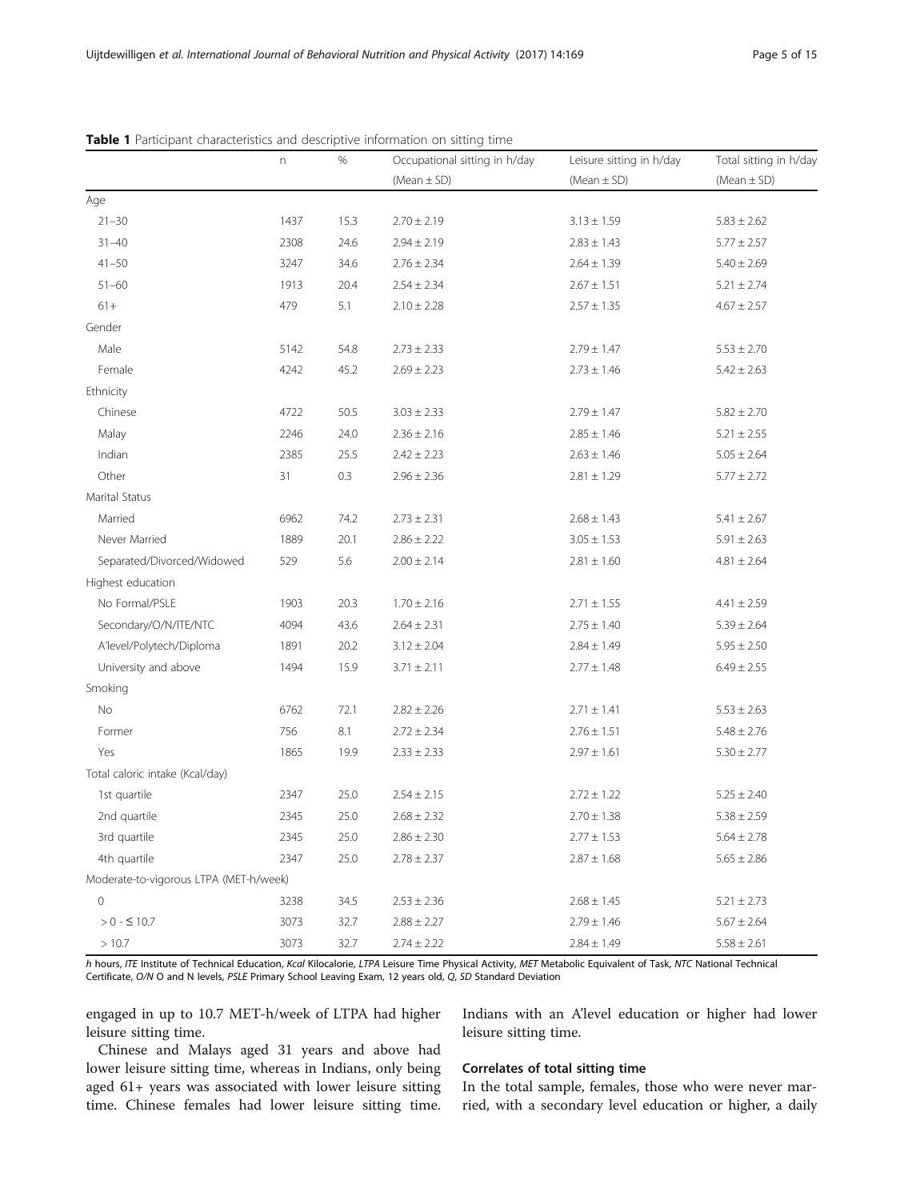**Table 1** Participant characteristics and descriptive information on sitting time

| | n | % | Occupational sitting in h/day (Mean ± SD) | Leisure sitting in h/day (Mean ± SD) | Total sitting in h/day (Mean ± SD) |
|---|---|---|---|---|---|
| Age | | | | | |
| 21–30 | 1437 | 15.3 | 2.70 ± 2.19 | 3.13 ± 1.59 | 5.83 ± 2.62 |
| 31–40 | 2308 | 24.6 | 2.94 ± 2.19 | 2.83 ± 1.43 | 5.77 ± 2.57 |
| 41–50 | 3247 | 34.6 | 2.76 ± 2.34 | 2.64 ± 1.39 | 5.40 ± 2.69 |
| 51–60 | 1913 | 20.4 | 2.54 ± 2.34 | 2.67 ± 1.51 | 5.21 ± 2.74 |
| 61+ | 479 | 5.1 | 2.10 ± 2.28 | 2.57 ± 1.35 | 4.67 ± 2.57 |
| Gender | | | | | |
| Male | 5142 | 54.8 | 2.73 ± 2.33 | 2.79 ± 1.47 | 5.53 ± 2.70 |
| Female | 4242 | 45.2 | 2.69 ± 2.23 | 2.73 ± 1.46 | 5.42 ± 2.63 |
| Ethnicity | | | | | |
| Chinese | 4722 | 50.5 | 3.03 ± 2.33 | 2.79 ± 1.47 | 5.82 ± 2.70 |
| Malay | 2246 | 24.0 | 2.36 ± 2.16 | 2.85 ± 1.46 | 5.21 ± 2.55 |
| Indian | 2385 | 25.5 | 2.42 ± 2.23 | 2.63 ± 1.46 | 5.05 ± 2.64 |
| Other | 31 | 0.3 | 2.96 ± 2.36 | 2.81 ± 1.29 | 5.77 ± 2.72 |
| Marital Status | | | | | |
| Married | 6962 | 74.2 | 2.73 ± 2.31 | 2.68 ± 1.43 | 5.41 ± 2.67 |
| Never Married | 1889 | 20.1 | 2.86 ± 2.22 | 3.05 ± 1.53 | 5.91 ± 2.63 |
| Separated/Divorced/Widowed | 529 | 5.6 | 2.00 ± 2.14 | 2.81 ± 1.60 | 4.81 ± 2.64 |
| Highest education | | | | | |
| No Formal/PSLE | 1903 | 20.3 | 1.70 ± 2.16 | 2.71 ± 1.55 | 4.41 ± 2.59 |
| Secondary/O/N/ITE/NTC | 4094 | 43.6 | 2.64 ± 2.31 | 2.75 ± 1.40 | 5.39 ± 2.64 |
| A'level/Polytech/Diploma | 1891 | 20.2 | 3.12 ± 2.04 | 2.84 ± 1.49 | 5.95 ± 2.50 |
| University and above | 1494 | 15.9 | 3.71 ± 2.11 | 2.77 ± 1.48 | 6.49 ± 2.55 |
| Smoking | | | | | |
| No | 6762 | 72.1 | 2.82 ± 2.26 | 2.71 ± 1.41 | 5.53 ± 2.63 |
| Former | 756 | 8.1 | 2.72 ± 2.34 | 2.76 ± 1.51 | 5.48 ± 2.76 |
| Yes | 1865 | 19.9 | 2.33 ± 2.33 | 2.97 ± 1.61 | 5.30 ± 2.77 |
| Total caloric intake (Kcal/day) | | | | | |
| 1st quartile | 2347 | 25.0 | 2.54 ± 2.15 | 2.72 ± 1.22 | 5.25 ± 2.40 |
| 2nd quartile | 2345 | 25.0 | 2.68 ± 2.32 | 2.70 ± 1.38 | 5.38 ± 2.59 |
| 3rd quartile | 2345 | 25.0 | 2.86 ± 2.30 | 2.77 ± 1.53 | 5.64 ± 2.78 |
| 4th quartile | 2347 | 25.0 | 2.78 ± 2.37 | 2.87 ± 1.68 | 5.65 ± 2.86 |
| Moderate-to-vigorous LTPA (MET-h/week) | | | | | |
| 0 | 3238 | 34.5 | 2.53 ± 2.36 | 2.68 ± 1.45 | 5.21 ± 2.73 |
| > 0 - ≤ 10.7 | 3073 | 32.7 | 2.88 ± 2.27 | 2.79 ± 1.46 | 5.67 ± 2.64 |
| > 10.7 | 3073 | 32.7 | 2.74 ± 2.22 | 2.84 ± 1.49 | 5.58 ± 2.61 |

*h* hours, *ITE* Institute of Technical Education, *Kcal* Kilocalorie, *LTPA* Leisure Time Physical Activity, *MET* Metabolic Equivalent of Task, *NTC* National Technical Certificate, *O/N* O and N levels, *PSLE* Primary School Leaving Exam, 12 years old, *Q*, *SD* Standard Deviation

engaged in up to 10.7 MET-h/week of LTPA had higher leisure sitting time.

Chinese and Malays aged 31 years and above had lower leisure sitting time, whereas in Indians, only being aged 61+ years was associated with lower leisure sitting time. Chinese females had lower leisure sitting time. Indians with an A'level education or higher had lower leisure sitting time.

### Correlates of total sitting time

In the total sample, females, those who were never married, with a secondary level education or higher, a daily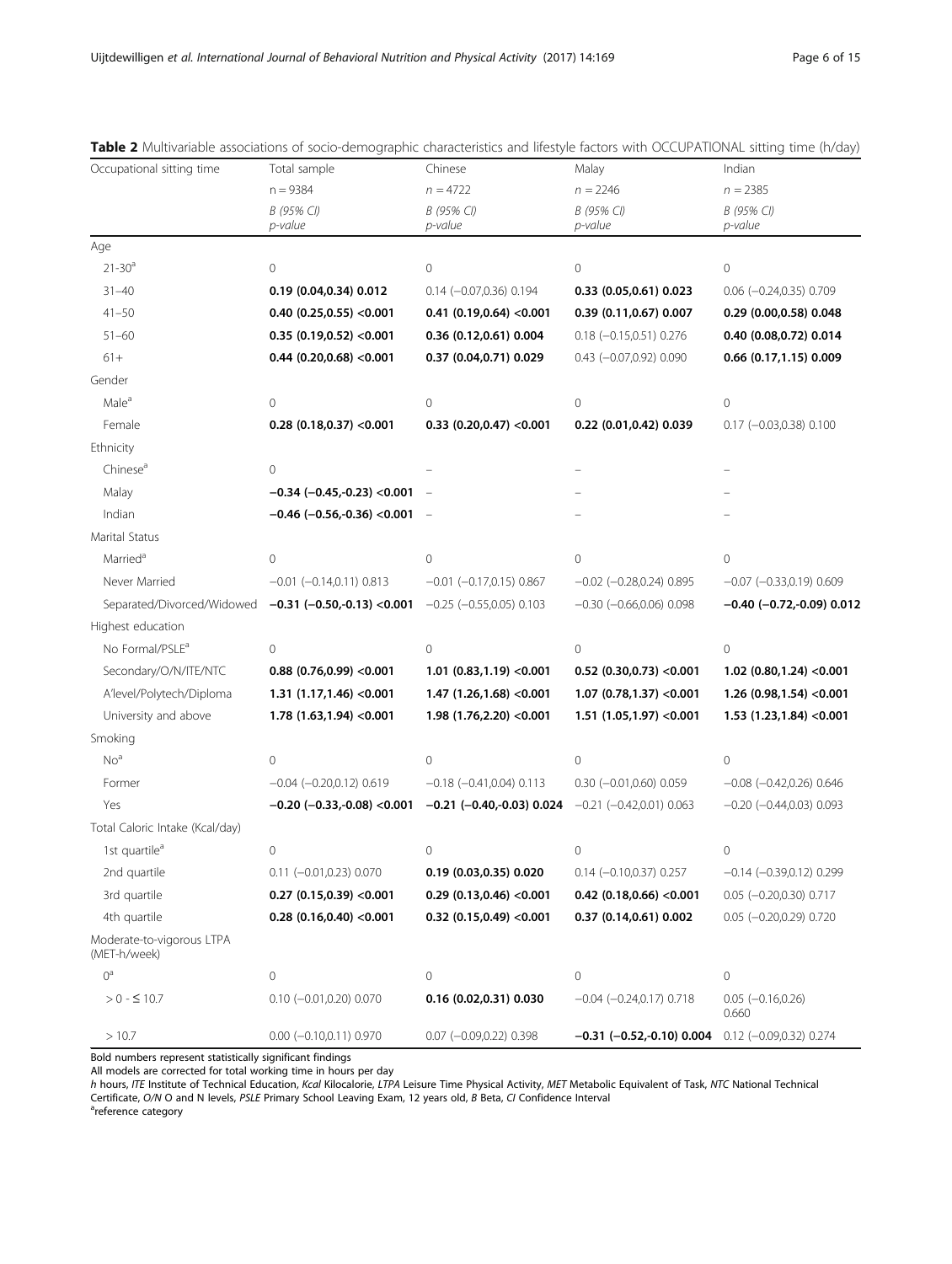**Table 2** Multivariable associations of socio-demographic characteristics and lifestyle factors with OCCUPATIONAL sitting time (h/day)

| Occupational sitting time | Total sample | Chinese | Malay | Indian |
|---|---|---|---|---|
| | n = 9384 | n = 4722 | n = 2246 | n = 2385 |
| | *B (95% CI) p-value* | *B (95% CI) p-value* | *B (95% CI) p-value* | *B (95% CI) p-value* |
| Age | | | | |
| 21-30[a] | 0 | 0 | 0 | 0 |
| 31–40 | **0.19 (0.04,0.34) 0.012** | 0.14 (−0.07,0.36) 0.194 | **0.33 (0.05,0.61) 0.023** | 0.06 (−0.24,0.35) 0.709 |
| 41–50 | **0.40 (0.25,0.55) <0.001** | **0.41 (0.19,0.64) <0.001** | **0.39 (0.11,0.67) 0.007** | **0.29 (0.00,0.58) 0.048** |
| 51–60 | **0.35 (0.19,0.52) <0.001** | **0.36 (0.12,0.61) 0.004** | 0.18 (−0.15,0.51) 0.276 | **0.40 (0.08,0.72) 0.014** |
| 61+ | **0.44 (0.20,0.68) <0.001** | **0.37 (0.04,0.71) 0.029** | 0.43 (−0.07,0.92) 0.090 | **0.66 (0.17,1.15) 0.009** |
| Gender | | | | |
| Male[a] | 0 | 0 | 0 | 0 |
| Female | **0.28 (0.18,0.37) <0.001** | **0.33 (0.20,0.47) <0.001** | **0.22 (0.01,0.42) 0.039** | 0.17 (−0.03,0.38) 0.100 |
| Ethnicity | | | | |
| Chinese[a] | 0 | – | – | – |
| Malay | **−0.34 (−0.45,-0.23) <0.001** | – | – | – |
| Indian | **−0.46 (−0.56,-0.36) <0.001** | – | – | – |
| Marital Status | | | | |
| Married[a] | 0 | 0 | 0 | 0 |
| Never Married | −0.01 (−0.14,0.11) 0.813 | −0.01 (−0.17,0.15) 0.867 | −0.02 (−0.28,0.24) 0.895 | −0.07 (−0.33,0.19) 0.609 |
| Separated/Divorced/Widowed | **−0.31 (−0.50,-0.13) <0.001** | −0.25 (−0.55,0.05) 0.103 | −0.30 (−0.66,0.06) 0.098 | **−0.40 (−0.72,-0.09) 0.012** |
| Highest education | | | | |
| No Formal/PSLE[a] | 0 | 0 | 0 | 0 |
| Secondary/O/N/ITE/NTC | **0.88 (0.76,0.99) <0.001** | **1.01 (0.83,1.19) <0.001** | **0.52 (0.30,0.73) <0.001** | **1.02 (0.80,1.24) <0.001** |
| A'level/Polytech/Diploma | **1.31 (1.17,1.46) <0.001** | **1.47 (1.26,1.68) <0.001** | **1.07 (0.78,1.37) <0.001** | **1.26 (0.98,1.54) <0.001** |
| University and above | **1.78 (1.63,1.94) <0.001** | **1.98 (1.76,2.20) <0.001** | **1.51 (1.05,1.97) <0.001** | **1.53 (1.23,1.84) <0.001** |
| Smoking | | | | |
| No[a] | 0 | 0 | 0 | 0 |
| Former | −0.04 (−0.20,0.12) 0.619 | −0.18 (−0.41,0.04) 0.113 | 0.30 (−0.01,0.60) 0.059 | −0.08 (−0.42,0.26) 0.646 |
| Yes | **−0.20 (−0.33,-0.08) <0.001** | **−0.21 (−0.40,-0.03) 0.024** | −0.21 (−0.42,0.01) 0.063 | −0.20 (−0.44,0.03) 0.093 |
| Total Caloric Intake (Kcal/day) | | | | |
| 1st quartile[a] | 0 | 0 | 0 | 0 |
| 2nd quartile | 0.11 (−0.01,0.23) 0.070 | **0.19 (0.03,0.35) 0.020** | 0.14 (−0.10,0.37) 0.257 | −0.14 (−0.39,0.12) 0.299 |
| 3rd quartile | **0.27 (0.15,0.39) <0.001** | **0.29 (0.13,0.46) <0.001** | **0.42 (0.18,0.66) <0.001** | 0.05 (−0.20,0.30) 0.717 |
| 4th quartile | **0.28 (0.16,0.40) <0.001** | **0.32 (0.15,0.49) <0.001** | **0.37 (0.14,0.61) 0.002** | 0.05 (−0.20,0.29) 0.720 |
| Moderate-to-vigorous LTPA (MET-h/week) | | | | |
| 0[a] | 0 | 0 | 0 | 0 |
| > 0 - ≤ 10.7 | 0.10 (−0.01,0.20) 0.070 | **0.16 (0.02,0.31) 0.030** | −0.04 (−0.24,0.17) 0.718 | 0.05 (−0.16,0.26) 0.660 |
| > 10.7 | 0.00 (−0.10,0.11) 0.970 | 0.07 (−0.09,0.22) 0.398 | **−0.31 (−0.52,-0.10) 0.004** | 0.12 (−0.09,0.32) 0.274 |

Bold numbers represent statistically significant findings

All models are corrected for total working time in hours per day

*h* hours, *ITE* Institute of Technical Education, *Kcal* Kilocalorie, *LTPA* Leisure Time Physical Activity, *MET* Metabolic Equivalent of Task, *NTC* National Technical Certificate, *O/N* O and N levels, *PSLE* Primary School Leaving Exam, 12 years old, *B* Beta, *CI* Confidence Interval

[a]reference category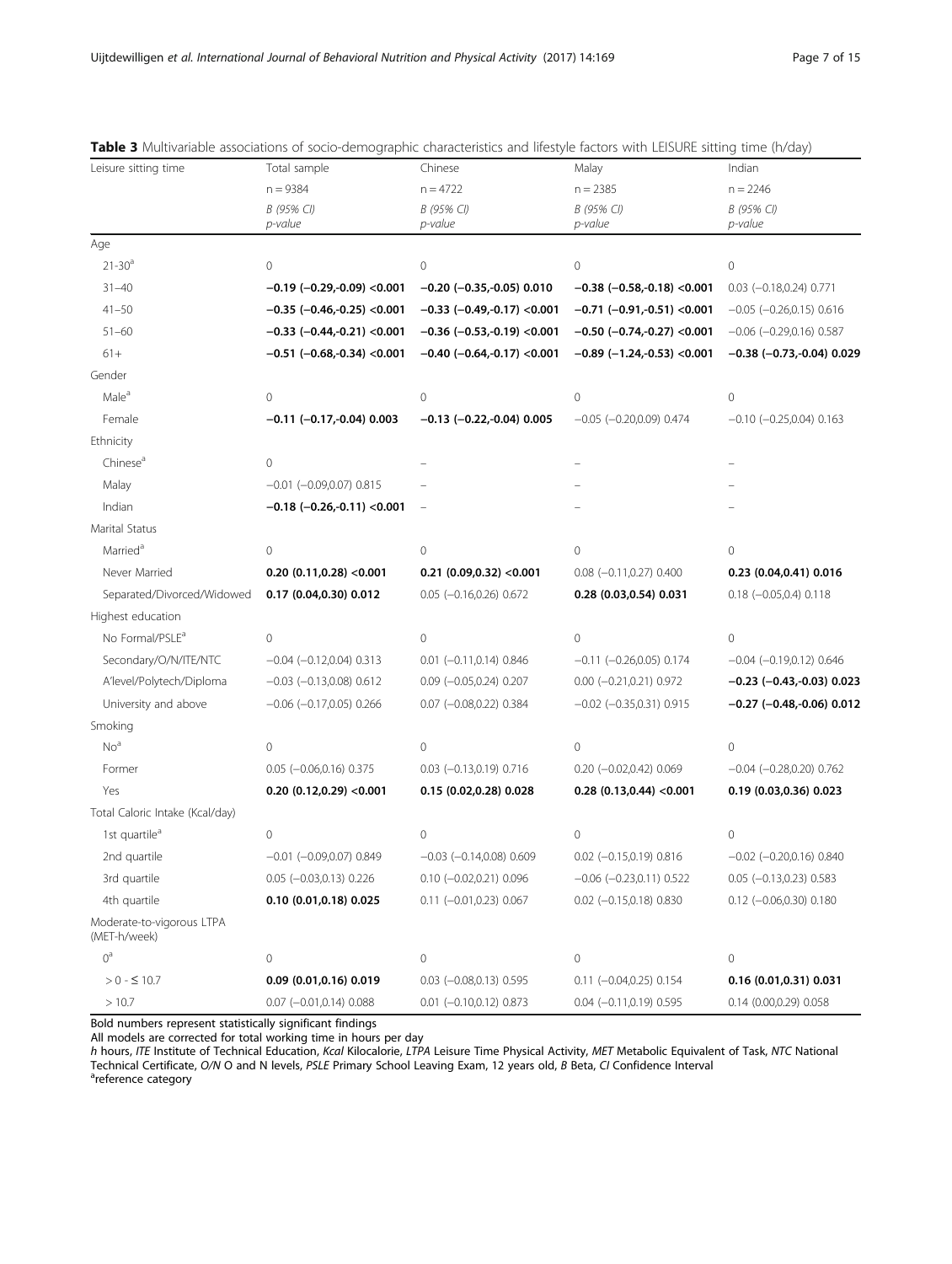**Table 3** Multivariable associations of socio-demographic characteristics and lifestyle factors with LEISURE sitting time (h/day)

| Leisure sitting time | Total sample | Chinese | Malay | Indian |
|---|---|---|---|---|
| | n = 9384 | n = 4722 | n = 2385 | n = 2246 |
| | *B (95% CI) p-value* | *B (95% CI) p-value* | *B (95% CI) p-value* | *B (95% CI) p-value* |
| Age | | | | |
| 21-30[a] | 0 | 0 | 0 | 0 |
| 31–40 | **−0.19 (−0.29,-0.09) <0.001** | **−0.20 (−0.35,-0.05) 0.010** | **−0.38 (−0.58,-0.18) <0.001** | 0.03 (−0.18,0.24) 0.771 |
| 41–50 | **−0.35 (−0.46,-0.25) <0.001** | **−0.33 (−0.49,-0.17) <0.001** | **−0.71 (−0.91,-0.51) <0.001** | −0.05 (−0.26,0.15) 0.616 |
| 51–60 | **−0.33 (−0.44,-0.21) <0.001** | **−0.36 (−0.53,-0.19) <0.001** | **−0.50 (−0.74,-0.27) <0.001** | −0.06 (−0.29,0.16) 0.587 |
| 61+ | **−0.51 (−0.68,-0.34) <0.001** | **−0.40 (−0.64,-0.17) <0.001** | **−0.89 (−1.24,-0.53) <0.001** | **−0.38 (−0.73,-0.04) 0.029** |
| Gender | | | | |
| Male[a] | 0 | 0 | 0 | 0 |
| Female | **−0.11 (−0.17,-0.04) 0.003** | **−0.13 (−0.22,-0.04) 0.005** | −0.05 (−0.20,0.09) 0.474 | −0.10 (−0.25,0.04) 0.163 |
| Ethnicity | | | | |
| Chinese[a] | 0 | – | – | – |
| Malay | −0.01 (−0.09,0.07) 0.815 | – | – | – |
| Indian | **−0.18 (−0.26,-0.11) <0.001** | – | – | – |
| Marital Status | | | | |
| Married[a] | 0 | 0 | 0 | 0 |
| Never Married | **0.20 (0.11,0.28) <0.001** | **0.21 (0.09,0.32) <0.001** | 0.08 (−0.11,0.27) 0.400 | **0.23 (0.04,0.41) 0.016** |
| Separated/Divorced/Widowed | **0.17 (0.04,0.30) 0.012** | 0.05 (−0.16,0.26) 0.672 | **0.28 (0.03,0.54) 0.031** | 0.18 (−0.05,0.4) 0.118 |
| Highest education | | | | |
| No Formal/PSLE[a] | 0 | 0 | 0 | 0 |
| Secondary/O/N/ITE/NTC | −0.04 (−0.12,0.04) 0.313 | 0.01 (−0.11,0.14) 0.846 | −0.11 (−0.26,0.05) 0.174 | −0.04 (−0.19,0.12) 0.646 |
| A'level/Polytech/Diploma | −0.03 (−0.13,0.08) 0.612 | 0.09 (−0.05,0.24) 0.207 | 0.00 (−0.21,0.21) 0.972 | **−0.23 (−0.43,-0.03) 0.023** |
| University and above | −0.06 (−0.17,0.05) 0.266 | 0.07 (−0.08,0.22) 0.384 | −0.02 (−0.35,0.31) 0.915 | **−0.27 (−0.48,-0.06) 0.012** |
| Smoking | | | | |
| No[a] | 0 | 0 | 0 | 0 |
| Former | 0.05 (−0.06,0.16) 0.375 | 0.03 (−0.13,0.19) 0.716 | 0.20 (−0.02,0.42) 0.069 | −0.04 (−0.28,0.20) 0.762 |
| Yes | **0.20 (0.12,0.29) <0.001** | **0.15 (0.02,0.28) 0.028** | **0.28 (0.13,0.44) <0.001** | **0.19 (0.03,0.36) 0.023** |
| Total Caloric Intake (Kcal/day) | | | | |
| 1st quartile[a] | 0 | 0 | 0 | 0 |
| 2nd quartile | −0.01 (−0.09,0.07) 0.849 | −0.03 (−0.14,0.08) 0.609 | 0.02 (−0.15,0.19) 0.816 | −0.02 (−0.20,0.16) 0.840 |
| 3rd quartile | 0.05 (−0.03,0.13) 0.226 | 0.10 (−0.02,0.21) 0.096 | −0.06 (−0.23,0.11) 0.522 | 0.05 (−0.13,0.23) 0.583 |
| 4th quartile | **0.10 (0.01,0.18) 0.025** | 0.11 (−0.01,0.23) 0.067 | 0.02 (−0.15,0.18) 0.830 | 0.12 (−0.06,0.30) 0.180 |
| Moderate-to-vigorous LTPA (MET-h/week) | | | | |
| 0[a] | 0 | 0 | 0 | 0 |
| > 0 - ≤ 10.7 | **0.09 (0.01,0.16) 0.019** | 0.03 (−0.08,0.13) 0.595 | 0.11 (−0.04,0.25) 0.154 | **0.16 (0.01,0.31) 0.031** |
| > 10.7 | 0.07 (−0.01,0.14) 0.088 | 0.01 (−0.10,0.12) 0.873 | 0.04 (−0.11,0.19) 0.595 | 0.14 (0.00,0.29) 0.058 |

Bold numbers represent statistically significant findings

All models are corrected for total working time in hours per day

*h* hours, *ITE* Institute of Technical Education, *Kcal* Kilocalorie, *LTPA* Leisure Time Physical Activity, *MET* Metabolic Equivalent of Task, *NTC* National Technical Certificate, *O/N* O and N levels, *PSLE* Primary School Leaving Exam, 12 years old, *B* Beta, *CI* Confidence Interval

[a]reference category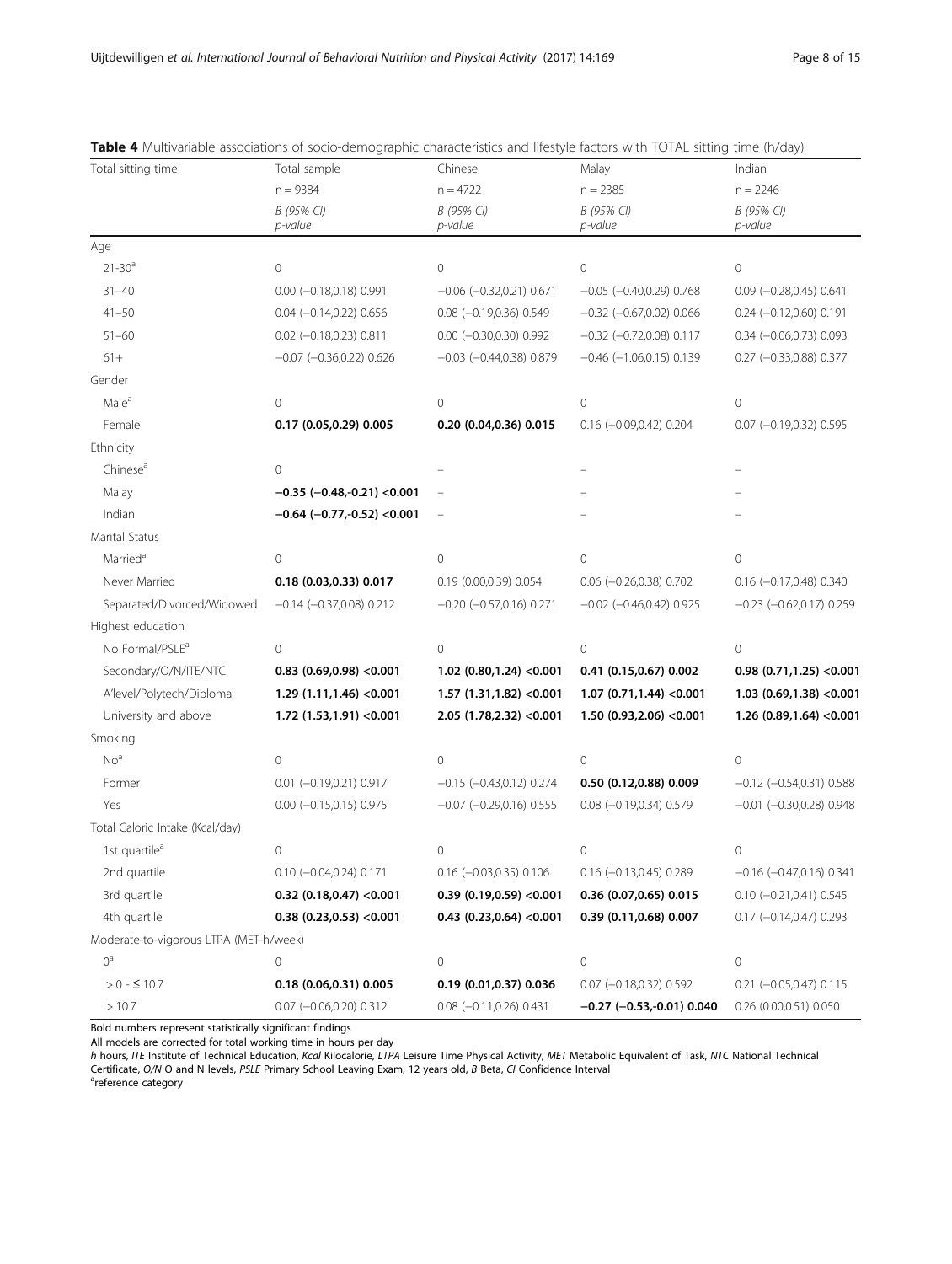**Table 4** Multivariable associations of socio-demographic characteristics and lifestyle factors with TOTAL sitting time (h/day)

| Total sitting time | Total sample | Chinese | Malay | Indian |
|---|---|---|---|---|
| | n = 9384 | n = 4722 | n = 2385 | n = 2246 |
| | *B (95% CI) p-value* | *B (95% CI) p-value* | *B (95% CI) p-value* | *B (95% CI) p-value* |
| Age | | | | |
| 21-30[a] | 0 | 0 | 0 | 0 |
| 31–40 | 0.00 (−0.18,0.18) 0.991 | −0.06 (−0.32,0.21) 0.671 | −0.05 (−0.40,0.29) 0.768 | 0.09 (−0.28,0.45) 0.641 |
| 41–50 | 0.04 (−0.14,0.22) 0.656 | 0.08 (−0.19,0.36) 0.549 | −0.32 (−0.67,0.02) 0.066 | 0.24 (−0.12,0.60) 0.191 |
| 51–60 | 0.02 (−0.18,0.23) 0.811 | 0.00 (−0.30,0.30) 0.992 | −0.32 (−0.72,0.08) 0.117 | 0.34 (−0.06,0.73) 0.093 |
| 61+ | −0.07 (−0.36,0.22) 0.626 | −0.03 (−0.44,0.38) 0.879 | −0.46 (−1.06,0.15) 0.139 | 0.27 (−0.33,0.88) 0.377 |
| Gender | | | | |
| Male[a] | 0 | 0 | 0 | 0 |
| Female | **0.17 (0.05,0.29) 0.005** | **0.20 (0.04,0.36) 0.015** | 0.16 (−0.09,0.42) 0.204 | 0.07 (−0.19,0.32) 0.595 |
| Ethnicity | | | | |
| Chinese[a] | 0 | – | – | – |
| Malay | **−0.35 (−0.48,-0.21) <0.001** | – | – | – |
| Indian | **−0.64 (−0.77,-0.52) <0.001** | – | – | – |
| Marital Status | | | | |
| Married[a] | 0 | 0 | 0 | 0 |
| Never Married | **0.18 (0.03,0.33) 0.017** | 0.19 (0.00,0.39) 0.054 | 0.06 (−0.26,0.38) 0.702 | 0.16 (−0.17,0.48) 0.340 |
| Separated/Divorced/Widowed | −0.14 (−0.37,0.08) 0.212 | −0.20 (−0.57,0.16) 0.271 | −0.02 (−0.46,0.42) 0.925 | −0.23 (−0.62,0.17) 0.259 |
| Highest education | | | | |
| No Formal/PSLE[a] | 0 | 0 | 0 | 0 |
| Secondary/O/N/ITE/NTC | **0.83 (0.69,0.98) <0.001** | **1.02 (0.80,1.24) <0.001** | **0.41 (0.15,0.67) 0.002** | **0.98 (0.71,1.25) <0.001** |
| A'level/Polytech/Diploma | **1.29 (1.11,1.46) <0.001** | **1.57 (1.31,1.82) <0.001** | **1.07 (0.71,1.44) <0.001** | **1.03 (0.69,1.38) <0.001** |
| University and above | **1.72 (1.53,1.91) <0.001** | **2.05 (1.78,2.32) <0.001** | **1.50 (0.93,2.06) <0.001** | **1.26 (0.89,1.64) <0.001** |
| Smoking | | | | |
| No[a] | 0 | 0 | 0 | 0 |
| Former | 0.01 (−0.19,0.21) 0.917 | −0.15 (−0.43,0.12) 0.274 | **0.50 (0.12,0.88) 0.009** | −0.12 (−0.54,0.31) 0.588 |
| Yes | 0.00 (−0.15,0.15) 0.975 | −0.07 (−0.29,0.16) 0.555 | 0.08 (−0.19,0.34) 0.579 | −0.01 (−0.30,0.28) 0.948 |
| Total Caloric Intake (Kcal/day) | | | | |
| 1st quartile[a] | 0 | 0 | 0 | 0 |
| 2nd quartile | 0.10 (−0.04,0.24) 0.171 | 0.16 (−0.03,0.35) 0.106 | 0.16 (−0.13,0.45) 0.289 | −0.16 (−0.47,0.16) 0.341 |
| 3rd quartile | **0.32 (0.18,0.47) <0.001** | **0.39 (0.19,0.59) <0.001** | **0.36 (0.07,0.65) 0.015** | 0.10 (−0.21,0.41) 0.545 |
| 4th quartile | **0.38 (0.23,0.53) <0.001** | **0.43 (0.23,0.64) <0.001** | **0.39 (0.11,0.68) 0.007** | 0.17 (−0.14,0.47) 0.293 |
| Moderate-to-vigorous LTPA (MET-h/week) | | | | |
| 0[a] | 0 | 0 | 0 | 0 |
| > 0 - ≤ 10.7 | **0.18 (0.06,0.31) 0.005** | **0.19 (0.01,0.37) 0.036** | 0.07 (−0.18,0.32) 0.592 | 0.21 (−0.05,0.47) 0.115 |
| > 10.7 | 0.07 (−0.06,0.20) 0.312 | 0.08 (−0.11,0.26) 0.431 | **−0.27 (−0.53,-0.01) 0.040** | 0.26 (0.00,0.51) 0.050 |

Bold numbers represent statistically significant findings

All models are corrected for total working time in hours per day

*h* hours, *ITE* Institute of Technical Education, *Kcal* Kilocalorie, *LTPA* Leisure Time Physical Activity, *MET* Metabolic Equivalent of Task, *NTC* National Technical Certificate, *O/N* O and N levels, *PSLE* Primary School Leaving Exam, 12 years old, *B* Beta, *CI* Confidence Interval

[a]reference category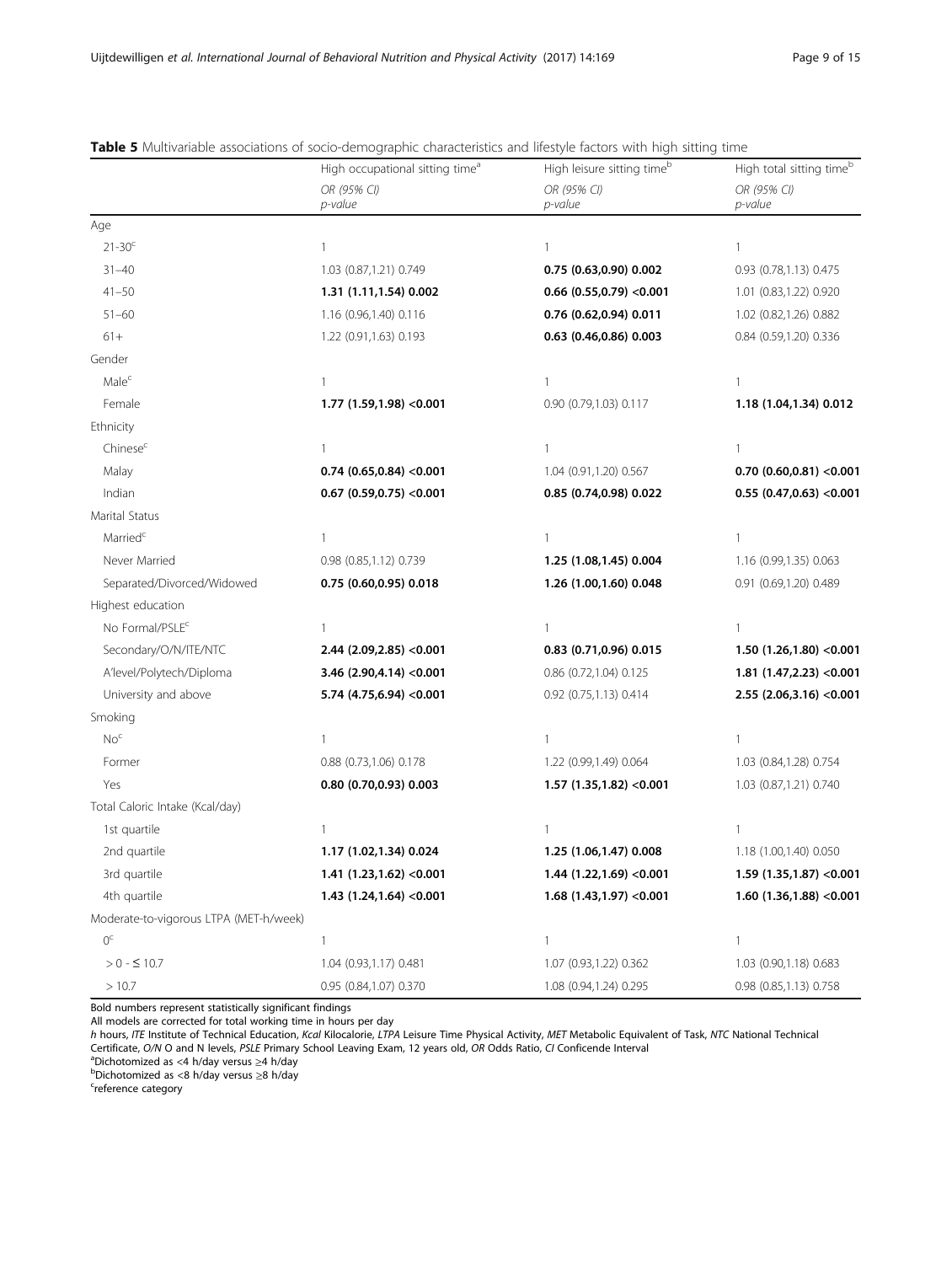**Table 5** Multivariable associations of socio-demographic characteristics and lifestyle factors with high sitting time

| | High occupational sitting time[a] | High leisure sitting time[b] | High total sitting time[b] |
|---|---|---|---|
| | *OR (95% CI) p-value* | *OR (95% CI) p-value* | *OR (95% CI) p-value* |
| Age | | | |
| 21-30[c] | 1 | 1 | 1 |
| 31–40 | 1.03 (0.87,1.21) 0.749 | **0.75 (0.63,0.90) 0.002** | 0.93 (0.78,1.13) 0.475 |
| 41–50 | **1.31 (1.11,1.54) 0.002** | **0.66 (0.55,0.79) <0.001** | 1.01 (0.83,1.22) 0.920 |
| 51–60 | 1.16 (0.96,1.40) 0.116 | **0.76 (0.62,0.94) 0.011** | 1.02 (0.82,1.26) 0.882 |
| 61+ | 1.22 (0.91,1.63) 0.193 | **0.63 (0.46,0.86) 0.003** | 0.84 (0.59,1.20) 0.336 |
| Gender | | | |
| Male[c] | 1 | 1 | 1 |
| Female | **1.77 (1.59,1.98) <0.001** | 0.90 (0.79,1.03) 0.117 | **1.18 (1.04,1.34) 0.012** |
| Ethnicity | | | |
| Chinese[c] | 1 | 1 | 1 |
| Malay | **0.74 (0.65,0.84) <0.001** | 1.04 (0.91,1.20) 0.567 | **0.70 (0.60,0.81) <0.001** |
| Indian | **0.67 (0.59,0.75) <0.001** | **0.85 (0.74,0.98) 0.022** | **0.55 (0.47,0.63) <0.001** |
| Marital Status | | | |
| Married[c] | 1 | 1 | 1 |
| Never Married | 0.98 (0.85,1.12) 0.739 | **1.25 (1.08,1.45) 0.004** | 1.16 (0.99,1.35) 0.063 |
| Separated/Divorced/Widowed | **0.75 (0.60,0.95) 0.018** | **1.26 (1.00,1.60) 0.048** | 0.91 (0.69,1.20) 0.489 |
| Highest education | | | |
| No Formal/PSLE[c] | 1 | 1 | 1 |
| Secondary/O/N/ITE/NTC | **2.44 (2.09,2.85) <0.001** | **0.83 (0.71,0.96) 0.015** | **1.50 (1.26,1.80) <0.001** |
| A'level/Polytech/Diploma | **3.46 (2.90,4.14) <0.001** | 0.86 (0.72,1.04) 0.125 | **1.81 (1.47,2.23) <0.001** |
| University and above | **5.74 (4.75,6.94) <0.001** | 0.92 (0.75,1.13) 0.414 | **2.55 (2.06,3.16) <0.001** |
| Smoking | | | |
| No[c] | 1 | 1 | 1 |
| Former | 0.88 (0.73,1.06) 0.178 | 1.22 (0.99,1.49) 0.064 | 1.03 (0.84,1.28) 0.754 |
| Yes | **0.80 (0.70,0.93) 0.003** | **1.57 (1.35,1.82) <0.001** | 1.03 (0.87,1.21) 0.740 |
| Total Caloric Intake (Kcal/day) | | | |
| 1st quartile | 1 | 1 | 1 |
| 2nd quartile | **1.17 (1.02,1.34) 0.024** | **1.25 (1.06,1.47) 0.008** | 1.18 (1.00,1.40) 0.050 |
| 3rd quartile | **1.41 (1.23,1.62) <0.001** | **1.44 (1.22,1.69) <0.001** | **1.59 (1.35,1.87) <0.001** |
| 4th quartile | **1.43 (1.24,1.64) <0.001** | **1.68 (1.43,1.97) <0.001** | **1.60 (1.36,1.88) <0.001** |
| Moderate-to-vigorous LTPA (MET-h/week) | | | |
| 0[c] | 1 | 1 | 1 |
| > 0 - ≤ 10.7 | 1.04 (0.93,1.17) 0.481 | 1.07 (0.93,1.22) 0.362 | 1.03 (0.90,1.18) 0.683 |
| > 10.7 | 0.95 (0.84,1.07) 0.370 | 1.08 (0.94,1.24) 0.295 | 0.98 (0.85,1.13) 0.758 |

Bold numbers represent statistically significant findings

All models are corrected for total working time in hours per day

*h* hours, *ITE* Institute of Technical Education, *Kcal* Kilocalorie, *LTPA* Leisure Time Physical Activity, *MET* Metabolic Equivalent of Task, *NTC* National Technical Certificate, *O/N* O and N levels, *PSLE* Primary School Leaving Exam, 12 years old, *OR* Odds Ratio, *CI* Conficende Interval

[a]Dichotomized as <4 h/day versus ≥4 h/day

[b]Dichotomized as <8 h/day versus ≥8 h/day

[c]reference category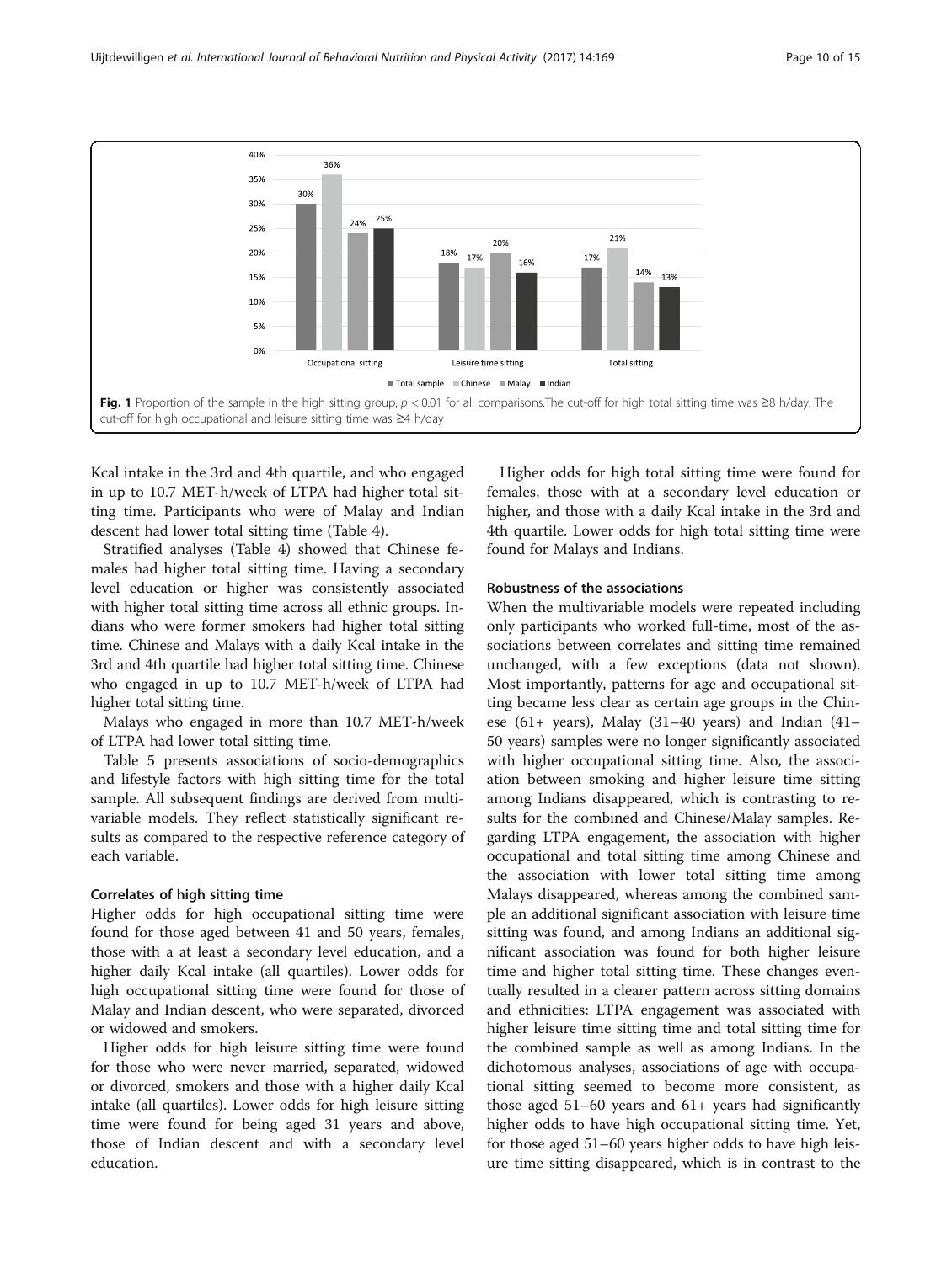40%
35%
30%
25%
20%
15%
10%
5%
0%

36%
30%
24%
25%
18%
17%
20%
16%
17%
21%
14%
13%

Occupational sitting
Leisure time sitting
Total sitting

Total sample, Chinese, Malay, Indian

**Fig. 1** Proportion of the sample in the high sitting group, $p < 0.01$ for all comparisons.The cut-off for high total sitting time was ≥8 h/day. The cut-off for high occupational and leisure sitting time was ≥4 h/day

Kcal intake in the 3rd and 4th quartile, and who engaged in up to 10.7 MET-h/week of LTPA had higher total sitting time. Participants who were of Malay and Indian descent had lower total sitting time (Table 4).

Stratified analyses (Table 4) showed that Chinese females had higher total sitting time. Having a secondary level education or higher was consistently associated with higher total sitting time across all ethnic groups. Indians who were former smokers had higher total sitting time. Chinese and Malays with a daily Kcal intake in the 3rd and 4th quartile had higher total sitting time. Chinese who engaged in up to 10.7 MET-h/week of LTPA had higher total sitting time.

Malays who engaged in more than 10.7 MET-h/week of LTPA had lower total sitting time.

Table 5 presents associations of socio-demographics and lifestyle factors with high sitting time for the total sample. All subsequent findings are derived from multivariable models. They reflect statistically significant results as compared to the respective reference category of each variable.

### Correlates of high sitting time

Higher odds for high occupational sitting time were found for those aged between 41 and 50 years, females, those with a at least a secondary level education, and a higher daily Kcal intake (all quartiles). Lower odds for high occupational sitting time were found for those of Malay and Indian descent, who were separated, divorced or widowed and smokers.

Higher odds for high leisure sitting time were found for those who were never married, separated, widowed or divorced, smokers and those with a higher daily Kcal intake (all quartiles). Lower odds for high leisure sitting time were found for being aged 31 years and above, those of Indian descent and with a secondary level education.

Higher odds for high total sitting time were found for females, those with at a secondary level education or higher, and those with a daily Kcal intake in the 3rd and 4th quartile. Lower odds for high total sitting time were found for Malays and Indians.

### Robustness of the associations

When the multivariable models were repeated including only participants who worked full-time, most of the associations between correlates and sitting time remained unchanged, with a few exceptions (data not shown). Most importantly, patterns for age and occupational sitting became less clear as certain age groups in the Chinese (61+ years), Malay (31–40 years) and Indian (41–50 years) samples were no longer significantly associated with higher occupational sitting time. Also, the association between smoking and higher leisure time sitting among Indians disappeared, which is contrasting to results for the combined and Chinese/Malay samples. Regarding LTPA engagement, the association with higher occupational and total sitting time among Chinese and the association with lower total sitting time among Malays disappeared, whereas among the combined sample an additional significant association with leisure time sitting was found, and among Indians an additional significant association was found for both higher leisure time and higher total sitting time. These changes eventually resulted in a clearer pattern across sitting domains and ethnicities: LTPA engagement was associated with higher leisure time sitting time and total sitting time for the combined sample as well as among Indians. In the dichotomous analyses, associations of age with occupational sitting seemed to become more consistent, as those aged 51–60 years and 61+ years had significantly higher odds to have high occupational sitting time. Yet, for those aged 51–60 years higher odds to have high leisure time sitting disappeared, which is in contrast to the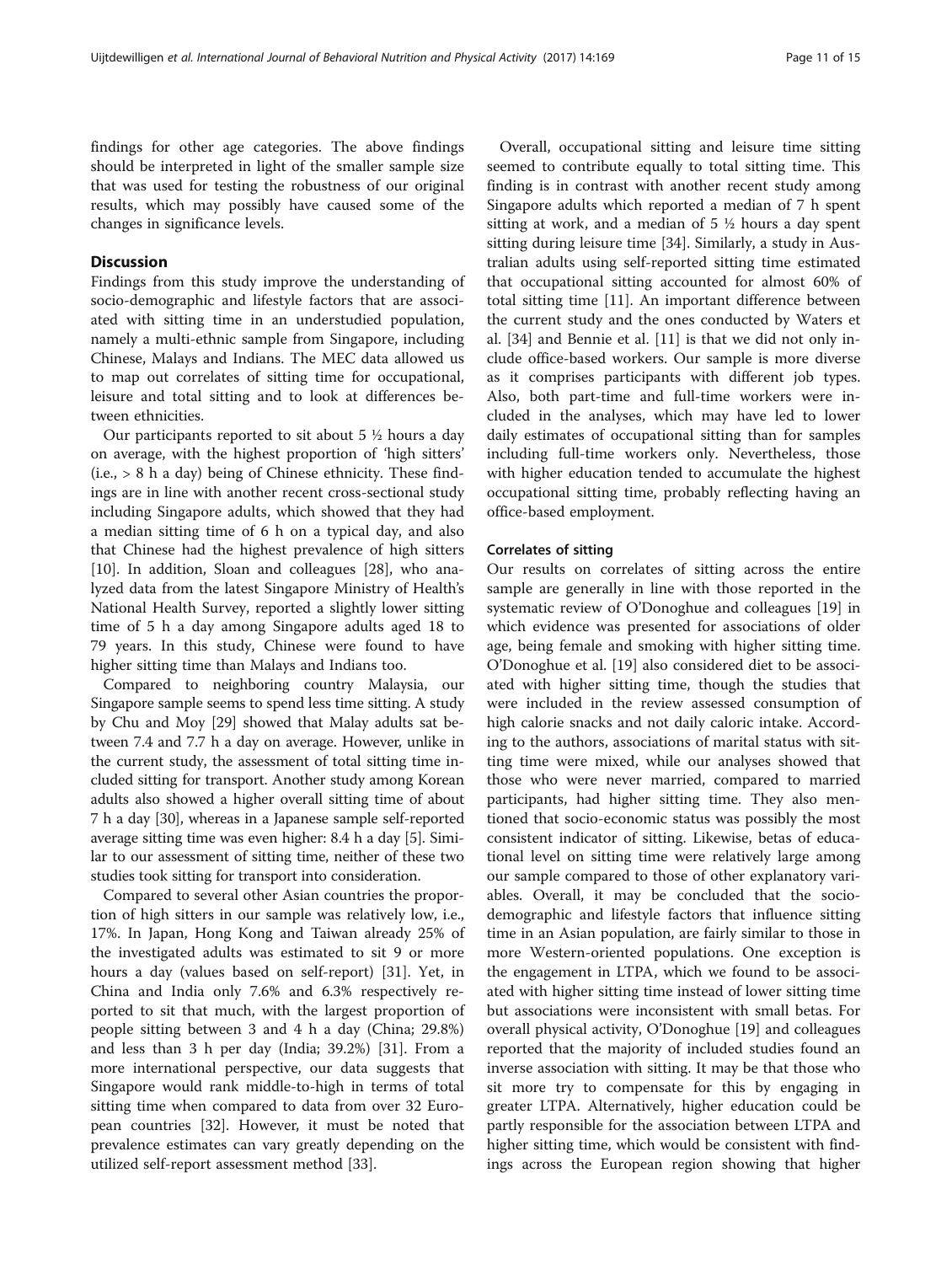findings for other age categories. The above findings should be interpreted in light of the smaller sample size that was used for testing the robustness of our original results, which may possibly have caused some of the changes in significance levels.

## Discussion

Findings from this study improve the understanding of socio-demographic and lifestyle factors that are associated with sitting time in an understudied population, namely a multi-ethnic sample from Singapore, including Chinese, Malays and Indians. The MEC data allowed us to map out correlates of sitting time for occupational, leisure and total sitting and to look at differences between ethnicities.

Our participants reported to sit about 5 ½ hours a day on average, with the highest proportion of 'high sitters' (i.e., > 8 h a day) being of Chinese ethnicity. These findings are in line with another recent cross-sectional study including Singapore adults, which showed that they had a median sitting time of 6 h on a typical day, and also that Chinese had the highest prevalence of high sitters [10]. In addition, Sloan and colleagues [28], who analyzed data from the latest Singapore Ministry of Health's National Health Survey, reported a slightly lower sitting time of 5 h a day among Singapore adults aged 18 to 79 years. In this study, Chinese were found to have higher sitting time than Malays and Indians too.

Compared to neighboring country Malaysia, our Singapore sample seems to spend less time sitting. A study by Chu and Moy [29] showed that Malay adults sat between 7.4 and 7.7 h a day on average. However, unlike in the current study, the assessment of total sitting time included sitting for transport. Another study among Korean adults also showed a higher overall sitting time of about 7 h a day [30], whereas in a Japanese sample self-reported average sitting time was even higher: 8.4 h a day [5]. Similar to our assessment of sitting time, neither of these two studies took sitting for transport into consideration.

Compared to several other Asian countries the proportion of high sitters in our sample was relatively low, i.e., 17%. In Japan, Hong Kong and Taiwan already 25% of the investigated adults was estimated to sit 9 or more hours a day (values based on self-report) [31]. Yet, in China and India only 7.6% and 6.3% respectively reported to sit that much, with the largest proportion of people sitting between 3 and 4 h a day (China; 29.8%) and less than 3 h per day (India; 39.2%) [31]. From a more international perspective, our data suggests that Singapore would rank middle-to-high in terms of total sitting time when compared to data from over 32 European countries [32]. However, it must be noted that prevalence estimates can vary greatly depending on the utilized self-report assessment method [33].

Overall, occupational sitting and leisure time sitting seemed to contribute equally to total sitting time. This finding is in contrast with another recent study among Singapore adults which reported a median of 7 h spent sitting at work, and a median of 5 ½ hours a day spent sitting during leisure time [34]. Similarly, a study in Australian adults using self-reported sitting time estimated that occupational sitting accounted for almost 60% of total sitting time [11]. An important difference between the current study and the ones conducted by Waters et al. [34] and Bennie et al. [11] is that we did not only include office-based workers. Our sample is more diverse as it comprises participants with different job types. Also, both part-time and full-time workers were included in the analyses, which may have led to lower daily estimates of occupational sitting than for samples including full-time workers only. Nevertheless, those with higher education tended to accumulate the highest occupational sitting time, probably reflecting having an office-based employment.

### Correlates of sitting

Our results on correlates of sitting across the entire sample are generally in line with those reported in the systematic review of O'Donoghue and colleagues [19] in which evidence was presented for associations of older age, being female and smoking with higher sitting time. O'Donoghue et al. [19] also considered diet to be associated with higher sitting time, though the studies that were included in the review assessed consumption of high calorie snacks and not daily caloric intake. According to the authors, associations of marital status with sitting time were mixed, while our analyses showed that those who were never married, compared to married participants, had higher sitting time. They also mentioned that socio-economic status was possibly the most consistent indicator of sitting. Likewise, betas of educational level on sitting time were relatively large among our sample compared to those of other explanatory variables. Overall, it may be concluded that the socio-demographic and lifestyle factors that influence sitting time in an Asian population, are fairly similar to those in more Western-oriented populations. One exception is the engagement in LTPA, which we found to be associated with higher sitting time instead of lower sitting time but associations were inconsistent with small betas. For overall physical activity, O'Donoghue [19] and colleagues reported that the majority of included studies found an inverse association with sitting. It may be that those who sit more try to compensate for this by engaging in greater LTPA. Alternatively, higher education could be partly responsible for the association between LTPA and higher sitting time, which would be consistent with findings across the European region showing that higher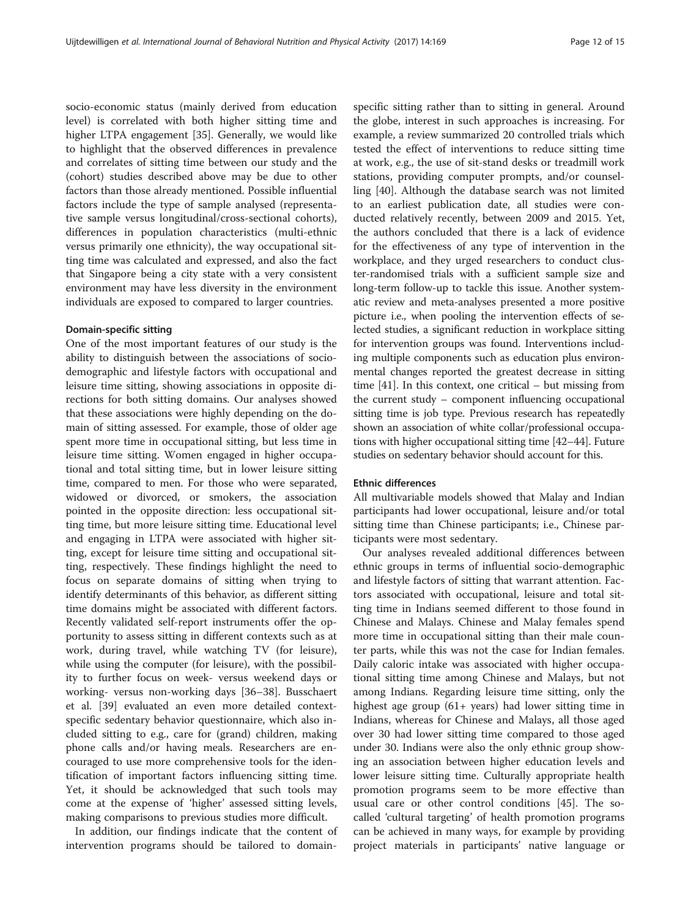socio-economic status (mainly derived from education level) is correlated with both higher sitting time and higher LTPA engagement [35]. Generally, we would like to highlight that the observed differences in prevalence and correlates of sitting time between our study and the (cohort) studies described above may be due to other factors than those already mentioned. Possible influential factors include the type of sample analysed (representative sample versus longitudinal/cross-sectional cohorts), differences in population characteristics (multi-ethnic versus primarily one ethnicity), the way occupational sitting time was calculated and expressed, and also the fact that Singapore being a city state with a very consistent environment may have less diversity in the environment individuals are exposed to compared to larger countries.

### Domain-specific sitting

One of the most important features of our study is the ability to distinguish between the associations of socio-demographic and lifestyle factors with occupational and leisure time sitting, showing associations in opposite directions for both sitting domains. Our analyses showed that these associations were highly depending on the domain of sitting assessed. For example, those of older age spent more time in occupational sitting, but less time in leisure time sitting. Women engaged in higher occupational and total sitting time, but in lower leisure sitting time, compared to men. For those who were separated, widowed or divorced, or smokers, the association pointed in the opposite direction: less occupational sitting time, but more leisure sitting time. Educational level and engaging in LTPA were associated with higher sitting, except for leisure time sitting and occupational sitting, respectively. These findings highlight the need to focus on separate domains of sitting when trying to identify determinants of this behavior, as different sitting time domains might be associated with different factors. Recently validated self-report instruments offer the opportunity to assess sitting in different contexts such as at work, during travel, while watching TV (for leisure), while using the computer (for leisure), with the possibility to further focus on week- versus weekend days or working- versus non-working days [36–38]. Busschaert et al. [39] evaluated an even more detailed context-specific sedentary behavior questionnaire, which also included sitting to e.g., care for (grand) children, making phone calls and/or having meals. Researchers are encouraged to use more comprehensive tools for the identification of important factors influencing sitting time. Yet, it should be acknowledged that such tools may come at the expense of 'higher' assessed sitting levels, making comparisons to previous studies more difficult.

In addition, our findings indicate that the content of intervention programs should be tailored to domain-specific sitting rather than to sitting in general. Around the globe, interest in such approaches is increasing. For example, a review summarized 20 controlled trials which tested the effect of interventions to reduce sitting time at work, e.g., the use of sit-stand desks or treadmill work stations, providing computer prompts, and/or counselling [40]. Although the database search was not limited to an earliest publication date, all studies were conducted relatively recently, between 2009 and 2015. Yet, the authors concluded that there is a lack of evidence for the effectiveness of any type of intervention in the workplace, and they urged researchers to conduct cluster-randomised trials with a sufficient sample size and long-term follow-up to tackle this issue. Another systematic review and meta-analyses presented a more positive picture i.e., when pooling the intervention effects of selected studies, a significant reduction in workplace sitting for intervention groups was found. Interventions including multiple components such as education plus environmental changes reported the greatest decrease in sitting time [41]. In this context, one critical – but missing from the current study – component influencing occupational sitting time is job type. Previous research has repeatedly shown an association of white collar/professional occupations with higher occupational sitting time [42–44]. Future studies on sedentary behavior should account for this.

### Ethnic differences

All multivariable models showed that Malay and Indian participants had lower occupational, leisure and/or total sitting time than Chinese participants; i.e., Chinese participants were most sedentary.

Our analyses revealed additional differences between ethnic groups in terms of influential socio-demographic and lifestyle factors of sitting that warrant attention. Factors associated with occupational, leisure and total sitting time in Indians seemed different to those found in Chinese and Malays. Chinese and Malay females spend more time in occupational sitting than their male counter parts, while this was not the case for Indian females. Daily caloric intake was associated with higher occupational sitting time among Chinese and Malays, but not among Indians. Regarding leisure time sitting, only the highest age group (61+ years) had lower sitting time in Indians, whereas for Chinese and Malays, all those aged over 30 had lower sitting time compared to those aged under 30. Indians were also the only ethnic group showing an association between higher education levels and lower leisure sitting time. Culturally appropriate health promotion programs seem to be more effective than usual care or other control conditions [45]. The so-called 'cultural targeting' of health promotion programs can be achieved in many ways, for example by providing project materials in participants' native language or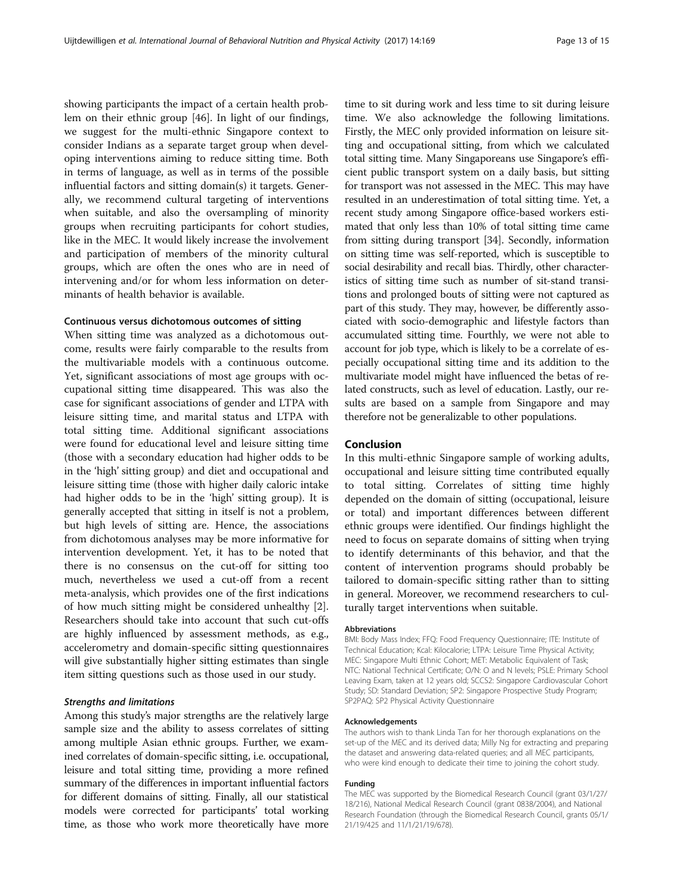showing participants the impact of a certain health problem on their ethnic group [46]. In light of our findings, we suggest for the multi-ethnic Singapore context to consider Indians as a separate target group when developing interventions aiming to reduce sitting time. Both in terms of language, as well as in terms of the possible influential factors and sitting domain(s) it targets. Generally, we recommend cultural targeting of interventions when suitable, and also the oversampling of minority groups when recruiting participants for cohort studies, like in the MEC. It would likely increase the involvement and participation of members of the minority cultural groups, which are often the ones who are in need of intervening and/or for whom less information on determinants of health behavior is available.

### Continuous versus dichotomous outcomes of sitting

When sitting time was analyzed as a dichotomous outcome, results were fairly comparable to the results from the multivariable models with a continuous outcome. Yet, significant associations of most age groups with occupational sitting time disappeared. This was also the case for significant associations of gender and LTPA with leisure sitting time, and marital status and LTPA with total sitting time. Additional significant associations were found for educational level and leisure sitting time (those with a secondary education had higher odds to be in the 'high' sitting group) and diet and occupational and leisure sitting time (those with higher daily caloric intake had higher odds to be in the 'high' sitting group). It is generally accepted that sitting in itself is not a problem, but high levels of sitting are. Hence, the associations from dichotomous analyses may be more informative for intervention development. Yet, it has to be noted that there is no consensus on the cut-off for sitting too much, nevertheless we used a cut-off from a recent meta-analysis, which provides one of the first indications of how much sitting might be considered unhealthy [2]. Researchers should take into account that such cut-offs are highly influenced by assessment methods, as e.g., accelerometry and domain-specific sitting questionnaires will give substantially higher sitting estimates than single item sitting questions such as those used in our study.

#### *Strengths and limitations*

Among this study's major strengths are the relatively large sample size and the ability to assess correlates of sitting among multiple Asian ethnic groups. Further, we examined correlates of domain-specific sitting, i.e. occupational, leisure and total sitting time, providing a more refined summary of the differences in important influential factors for different domains of sitting. Finally, all our statistical models were corrected for participants' total working time, as those who work more theoretically have more time to sit during work and less time to sit during leisure time. We also acknowledge the following limitations. Firstly, the MEC only provided information on leisure sitting and occupational sitting, from which we calculated total sitting time. Many Singaporeans use Singapore's efficient public transport system on a daily basis, but sitting for transport was not assessed in the MEC. This may have resulted in an underestimation of total sitting time. Yet, a recent study among Singapore office-based workers estimated that only less than 10% of total sitting time came from sitting during transport [34]. Secondly, information on sitting time was self-reported, which is susceptible to social desirability and recall bias. Thirdly, other characteristics of sitting time such as number of sit-stand transitions and prolonged bouts of sitting were not captured as part of this study. They may, however, be differently associated with socio-demographic and lifestyle factors than accumulated sitting time. Fourthly, we were not able to account for job type, which is likely to be a correlate of especially occupational sitting time and its addition to the multivariate model might have influenced the betas of related constructs, such as level of education. Lastly, our results are based on a sample from Singapore and may therefore not be generalizable to other populations.

## Conclusion

In this multi-ethnic Singapore sample of working adults, occupational and leisure sitting time contributed equally to total sitting. Correlates of sitting time highly depended on the domain of sitting (occupational, leisure or total) and important differences between different ethnic groups were identified. Our findings highlight the need to focus on separate domains of sitting when trying to identify determinants of this behavior, and that the content of intervention programs should probably be tailored to domain-specific sitting rather than to sitting in general. Moreover, we recommend researchers to culturally target interventions when suitable.

#### Abbreviations

BMI: Body Mass Index; FFQ: Food Frequency Questionnaire; ITE: Institute of Technical Education; Kcal: Kilocalorie; LTPA: Leisure Time Physical Activity; MEC: Singapore Multi Ethnic Cohort; MET: Metabolic Equivalent of Task; NTC: National Technical Certificate; O/N: O and N levels; PSLE: Primary School Leaving Exam, taken at 12 years old; SCCS2: Singapore Cardiovascular Cohort Study; SD: Standard Deviation; SP2: Singapore Prospective Study Program; SP2PAQ: SP2 Physical Activity Questionnaire

#### Acknowledgements

The authors wish to thank Linda Tan for her thorough explanations on the set-up of the MEC and its derived data; Milly Ng for extracting and preparing the dataset and answering data-related queries; and all MEC participants, who were kind enough to dedicate their time to joining the cohort study.

#### Funding

The MEC was supported by the Biomedical Research Council (grant 03/1/27/18/216), National Medical Research Council (grant 0838/2004), and National Research Foundation (through the Biomedical Research Council, grants 05/1/21/19/425 and 11/1/21/19/678).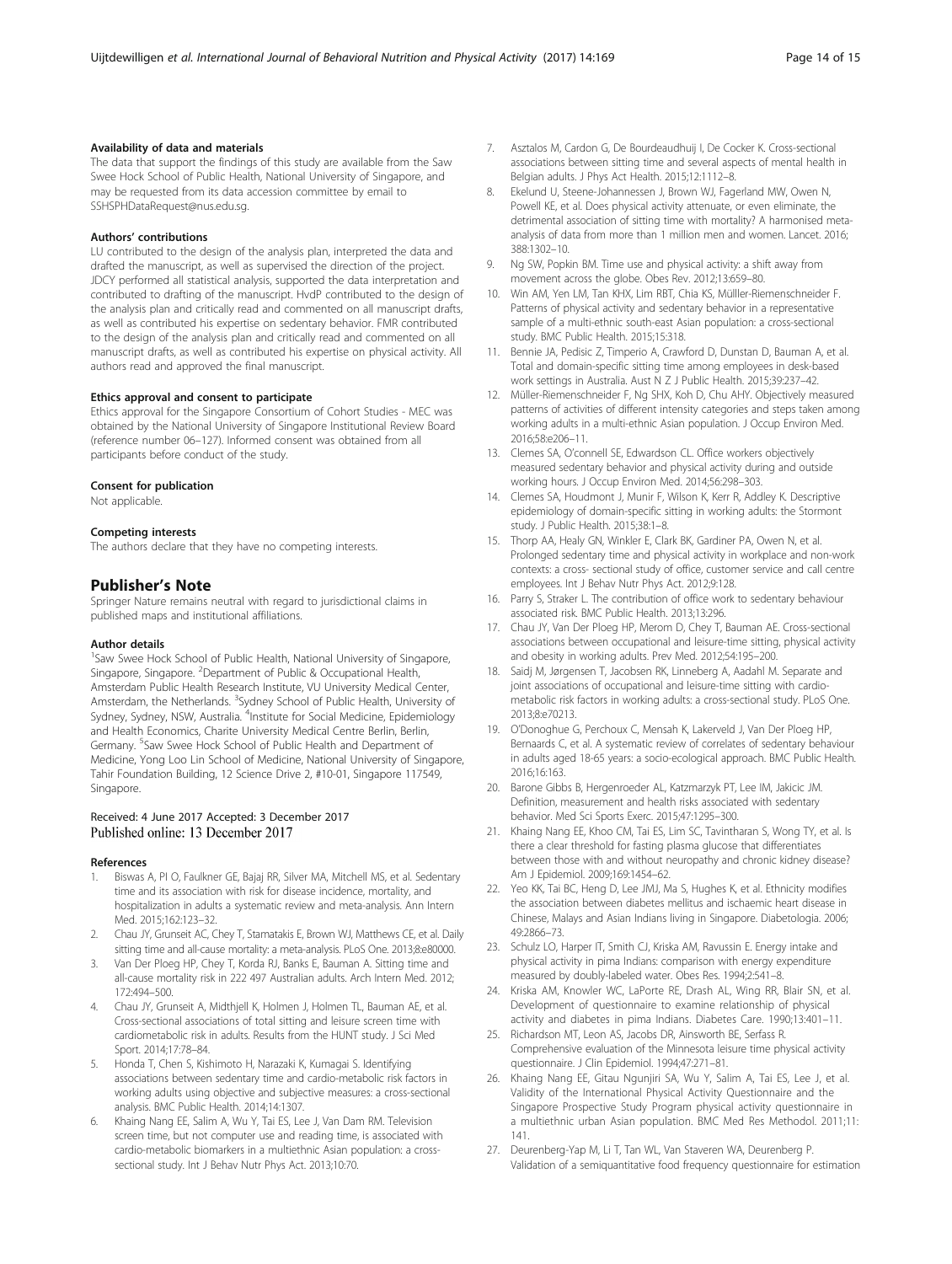#### Availability of data and materials

The data that support the findings of this study are available from the Saw Swee Hock School of Public Health, National University of Singapore, and may be requested from its data accession committee by email to SSHSPHDataRequest@nus.edu.sg.

#### Authors' contributions

LU contributed to the design of the analysis plan, interpreted the data and drafted the manuscript, as well as supervised the direction of the project. JDCY performed all statistical analysis, supported the data interpretation and contributed to drafting of the manuscript. HvdP contributed to the design of the analysis plan and critically read and commented on all manuscript drafts, as well as contributed his expertise on sedentary behavior. FMR contributed to the design of the analysis plan and critically read and commented on all manuscript drafts, as well as contributed his expertise on physical activity. All authors read and approved the final manuscript.

#### Ethics approval and consent to participate

Ethics approval for the Singapore Consortium of Cohort Studies - MEC was obtained by the National University of Singapore Institutional Review Board (reference number 06–127). Informed consent was obtained from all participants before conduct of the study.

#### Consent for publication

Not applicable.

#### Competing interests

The authors declare that they have no competing interests.

## Publisher's Note

Springer Nature remains neutral with regard to jurisdictional claims in published maps and institutional affiliations.

#### Author details

[1]Saw Swee Hock School of Public Health, National University of Singapore, Singapore, Singapore. [2]Department of Public & Occupational Health, Amsterdam Public Health Research Institute, VU University Medical Center, Amsterdam, the Netherlands. [3]Sydney School of Public Health, University of Sydney, Sydney, NSW, Australia. [4]Institute for Social Medicine, Epidemiology and Health Economics, Charite University Medical Centre Berlin, Berlin, Germany. [5]Saw Swee Hock School of Public Health and Department of Medicine, Yong Loo Lin School of Medicine, National University of Singapore, Tahir Foundation Building, 12 Science Drive 2, #10-01, Singapore 117549, Singapore.

Received: 4 June 2017 Accepted: 3 December 2017
Published online: 13 December 2017

#### References

1. Biswas A, PI O, Faulkner GE, Bajaj RR, Silver MA, Mitchell MS, et al. Sedentary time and its association with risk for disease incidence, mortality, and hospitalization in adults a systematic review and meta-analysis. Ann Intern Med. 2015;162:123–32.
2. Chau JY, Grunseit AC, Chey T, Stamatakis E, Brown WJ, Matthews CE, et al. Daily sitting time and all-cause mortality: a meta-analysis. PLoS One. 2013;8:e80000.
3. Van Der Ploeg HP, Chey T, Korda RJ, Banks E, Bauman A. Sitting time and all-cause mortality risk in 222 497 Australian adults. Arch Intern Med. 2012; 172:494–500.
4. Chau JY, Grunseit A, Midthjell K, Holmen J, Holmen TL, Bauman AE, et al. Cross-sectional associations of total sitting and leisure screen time with cardiometabolic risk in adults. Results from the HUNT study. J Sci Med Sport. 2014;17:78–84.
5. Honda T, Chen S, Kishimoto H, Narazaki K, Kumagai S. Identifying associations between sedentary time and cardio-metabolic risk factors in working adults using objective and subjective measures: a cross-sectional analysis. BMC Public Health. 2014;14:1307.
6. Khaing Nang EE, Salim A, Wu Y, Tai ES, Lee J, Van Dam RM. Television screen time, but not computer use and reading time, is associated with cardio-metabolic biomarkers in a multiethnic Asian population: a cross-sectional study. Int J Behav Nutr Phys Act. 2013;10:70.
7. Asztalos M, Cardon G, De Bourdeaudhuij I, De Cocker K. Cross-sectional associations between sitting time and several aspects of mental health in Belgian adults. J Phys Act Health. 2015;12:1112–8.
8. Ekelund U, Steene-Johannessen J, Brown WJ, Fagerland MW, Owen N, Powell KE, et al. Does physical activity attenuate, or even eliminate, the detrimental association of sitting time with mortality? A harmonised meta-analysis of data from more than 1 million men and women. Lancet. 2016; 388:1302–10.
9. Ng SW, Popkin BM. Time use and physical activity: a shift away from movement across the globe. Obes Rev. 2012;13:659–80.
10. Win AM, Yen LM, Tan KHX, Lim RBT, Chia KS, Müllller-Riemenschneider F. Patterns of physical activity and sedentary behavior in a representative sample of a multi-ethnic south-east Asian population: a cross-sectional study. BMC Public Health. 2015;15:318.
11. Bennie JA, Pedisic Z, Timperio A, Crawford D, Dunstan D, Bauman A, et al. Total and domain-specific sitting time among employees in desk-based work settings in Australia. Aust N Z J Public Health. 2015;39:237–42.
12. Müller-Riemenschneider F, Ng SHX, Koh D, Chu AHY. Objectively measured patterns of activities of different intensity categories and steps taken among working adults in a multi-ethnic Asian population. J Occup Environ Med. 2016;58:e206–11.
13. Clemes SA, O'connell SE, Edwardson CL. Office workers objectively measured sedentary behavior and physical activity during and outside working hours. J Occup Environ Med. 2014;56:298–303.
14. Clemes SA, Houdmont J, Munir F, Wilson K, Kerr R, Addley K. Descriptive epidemiology of domain-specific sitting in working adults: the Stormont study. J Public Health. 2015;38:1–8.
15. Thorp AA, Healy GN, Winkler E, Clark BK, Gardiner PA, Owen N, et al. Prolonged sedentary time and physical activity in workplace and non-work contexts: a cross- sectional study of office, customer service and call centre employees. Int J Behav Nutr Phys Act. 2012;9:128.
16. Parry S, Straker L. The contribution of office work to sedentary behaviour associated risk. BMC Public Health. 2013;13:296.
17. Chau JY, Van Der Ploeg HP, Merom D, Chey T, Bauman AE. Cross-sectional associations between occupational and leisure-time sitting, physical activity and obesity in working adults. Prev Med. 2012;54:195–200.
18. Saidj M, Jørgensen T, Jacobsen RK, Linneberg A, Aadahl M. Separate and joint associations of occupational and leisure-time sitting with cardio-metabolic risk factors in working adults: a cross-sectional study. PLoS One. 2013;8:e70213.
19. O'Donoghue G, Perchoux C, Mensah K, Lakerveld J, Van Der Ploeg HP, Bernaards C, et al. A systematic review of correlates of sedentary behaviour in adults aged 18-65 years: a socio-ecological approach. BMC Public Health. 2016;16:163.
20. Barone Gibbs B, Hergenroeder AL, Katzmarzyk PT, Lee IM, Jakicic JM. Definition, measurement and health risks associated with sedentary behavior. Med Sci Sports Exerc. 2015;47:1295–300.
21. Khaing Nang EE, Khoo CM, Tai ES, Lim SC, Tavintharan S, Wong TY, et al. Is there a clear threshold for fasting plasma glucose that differentiates between those with and without neuropathy and chronic kidney disease? Am J Epidemiol. 2009;169:1454–62.
22. Yeo KK, Tai BC, Heng D, Lee JMJ, Ma S, Hughes K, et al. Ethnicity modifies the association between diabetes mellitus and ischaemic heart disease in Chinese, Malays and Asian Indians living in Singapore. Diabetologia. 2006; 49:2866–73.
23. Schulz LO, Harper IT, Smith CJ, Kriska AM, Ravussin E. Energy intake and physical activity in pima Indians: comparison with energy expenditure measured by doubly-labeled water. Obes Res. 1994;2:541–8.
24. Kriska AM, Knowler WC, LaPorte RE, Drash AL, Wing RR, Blair SN, et al. Development of questionnaire to examine relationship of physical activity and diabetes in pima Indians. Diabetes Care. 1990;13:401–11.
25. Richardson MT, Leon AS, Jacobs DR, Ainsworth BE, Serfass R. Comprehensive evaluation of the Minnesota leisure time physical activity questionnaire. J Clin Epidemiol. 1994;47:271–81.
26. Khaing Nang EE, Gitau Ngunjiri SA, Wu Y, Salim A, Tai ES, Lee J, et al. Validity of the International Physical Activity Questionnaire and the Singapore Prospective Study Program physical activity questionnaire in a multiethnic urban Asian population. BMC Med Res Methodol. 2011;11: 141.
27. Deurenberg-Yap M, Li T, Tan WL, Van Staveren WA, Deurenberg P. Validation of a semiquantitative food frequency questionnaire for estimation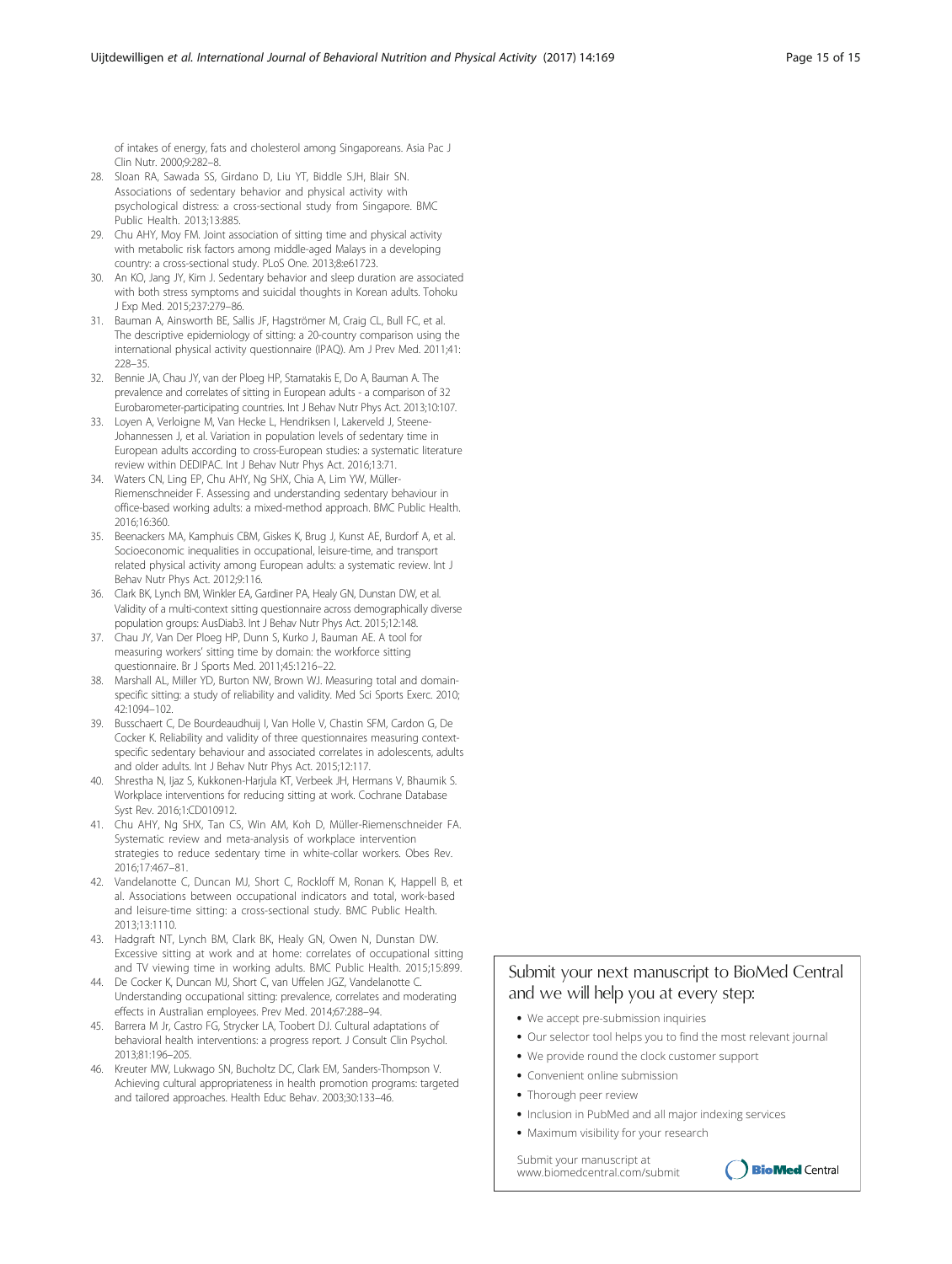of intakes of energy, fats and cholesterol among Singaporeans. Asia Pac J Clin Nutr. 2000;9:282–8.

28. Sloan RA, Sawada SS, Girdano D, Liu YT, Biddle SJH, Blair SN. Associations of sedentary behavior and physical activity with psychological distress: a cross-sectional study from Singapore. BMC Public Health. 2013;13:885.
29. Chu AHY, Moy FM. Joint association of sitting time and physical activity with metabolic risk factors among middle-aged Malays in a developing country: a cross-sectional study. PLoS One. 2013;8:e61723.
30. An KO, Jang JY, Kim J. Sedentary behavior and sleep duration are associated with both stress symptoms and suicidal thoughts in Korean adults. Tohoku J Exp Med. 2015;237:279–86.
31. Bauman A, Ainsworth BE, Sallis JF, Hagströmer M, Craig CL, Bull FC, et al. The descriptive epidemiology of sitting: a 20-country comparison using the international physical activity questionnaire (IPAQ). Am J Prev Med. 2011;41: 228–35.
32. Bennie JA, Chau JY, van der Ploeg HP, Stamatakis E, Do A, Bauman A. The prevalence and correlates of sitting in European adults - a comparison of 32 Eurobarometer-participating countries. Int J Behav Nutr Phys Act. 2013;10:107.
33. Loyen A, Verloigne M, Van Hecke L, Hendriksen I, Lakerveld J, Steene-Johannessen J, et al. Variation in population levels of sedentary time in European adults according to cross-European studies: a systematic literature review within DEDIPAC. Int J Behav Nutr Phys Act. 2016;13:71.
34. Waters CN, Ling EP, Chu AHY, Ng SHX, Chia A, Lim YW, Müller-Riemenschneider F. Assessing and understanding sedentary behaviour in office-based working adults: a mixed-method approach. BMC Public Health. 2016;16:360.
35. Beenackers MA, Kamphuis CBM, Giskes K, Brug J, Kunst AE, Burdorf A, et al. Socioeconomic inequalities in occupational, leisure-time, and transport related physical activity among European adults: a systematic review. Int J Behav Nutr Phys Act. 2012;9:116.
36. Clark BK, Lynch BM, Winkler EA, Gardiner PA, Healy GN, Dunstan DW, et al. Validity of a multi-context sitting questionnaire across demographically diverse population groups: AusDiab3. Int J Behav Nutr Phys Act. 2015;12:148.
37. Chau JY, Van Der Ploeg HP, Dunn S, Kurko J, Bauman AE. A tool for measuring workers' sitting time by domain: the workforce sitting questionnaire. Br J Sports Med. 2011;45:1216–22.
38. Marshall AL, Miller YD, Burton NW, Brown WJ. Measuring total and domain-specific sitting: a study of reliability and validity. Med Sci Sports Exerc. 2010; 42:1094–102.
39. Busschaert C, De Bourdeaudhuij I, Van Holle V, Chastin SFM, Cardon G, De Cocker K. Reliability and validity of three questionnaires measuring context-specific sedentary behaviour and associated correlates in adolescents, adults and older adults. Int J Behav Nutr Phys Act. 2015;12:117.
40. Shrestha N, Ijaz S, Kukkonen-Harjula KT, Verbeek JH, Hermans V, Bhaumik S. Workplace interventions for reducing sitting at work. Cochrane Database Syst Rev. 2016;1:CD010912.
41. Chu AHY, Ng SHX, Tan CS, Win AM, Koh D, Müller-Riemenschneider FA. Systematic review and meta-analysis of workplace intervention strategies to reduce sedentary time in white-collar workers. Obes Rev. 2016;17:467–81.
42. Vandelanotte C, Duncan MJ, Short C, Rockloff M, Ronan K, Happell B, et al. Associations between occupational indicators and total, work-based and leisure-time sitting: a cross-sectional study. BMC Public Health. 2013;13:1110.
43. Hadgraft NT, Lynch BM, Clark BK, Healy GN, Owen N, Dunstan DW. Excessive sitting at work and at home: correlates of occupational sitting and TV viewing time in working adults. BMC Public Health. 2015;15:899.
44. De Cocker K, Duncan MJ, Short C, van Uffelen JGZ, Vandelanotte C. Understanding occupational sitting: prevalence, correlates and moderating effects in Australian employees. Prev Med. 2014;67:288–94.
45. Barrera M Jr, Castro FG, Strycker LA, Toobert DJ. Cultural adaptations of behavioral health interventions: a progress report. J Consult Clin Psychol. 2013;81:196–205.
46. Kreuter MW, Lukwago SN, Bucholtz DC, Clark EM, Sanders-Thompson V. Achieving cultural appropriateness in health promotion programs: targeted and tailored approaches. Health Educ Behav. 2003;30:133–46.

Submit your next manuscript to BioMed Central and we will help you at every step:

- We accept pre-submission inquiries
- Our selector tool helps you to find the most relevant journal
- We provide round the clock customer support
- Convenient online submission
- Thorough peer review
- Inclusion in PubMed and all major indexing services
- Maximum visibility for your research

Submit your manuscript at www.biomedcentral.com/submit

BioMed Central